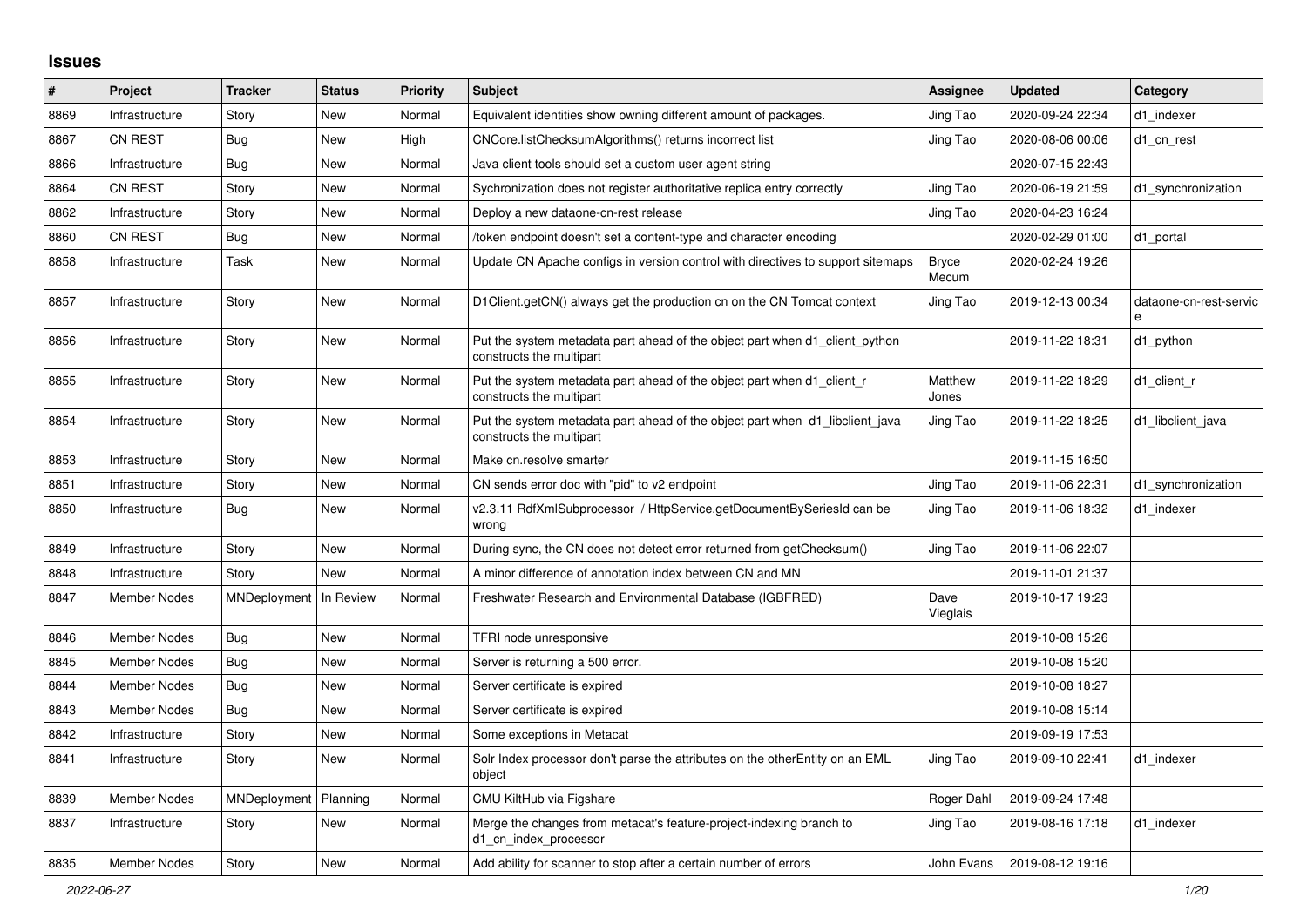# Issues

| # | Project | Tracker | Status | Priority | Subject | Assignee | Updated | Category |
|---|---|---|---|---|---|---|---|---|
| 8869 | Infrastructure | Story | New | Normal | Equivalent identities show owning different amount of packages. | Jing Tao | 2020-09-24 22:34 | d1_indexer |
| 8867 | CN REST | Bug | New | High | CNCore.listChecksumAlgorithms() returns incorrect list | Jing Tao | 2020-08-06 00:06 | d1_cn_rest |
| 8866 | Infrastructure | Bug | New | Normal | Java client tools should set a custom user agent string | | 2020-07-15 22:43 | |
| 8864 | CN REST | Story | New | Normal | Sychronization does not register authoritative replica entry correctly | Jing Tao | 2020-06-19 21:59 | d1_synchronization |
| 8862 | Infrastructure | Story | New | Normal | Deploy a new dataone-cn-rest release | Jing Tao | 2020-04-23 16:24 | |
| 8860 | CN REST | Bug | New | Normal | /token endpoint doesn't set a content-type and character encoding | | 2020-02-29 01:00 | d1_portal |
| 8858 | Infrastructure | Task | New | Normal | Update CN Apache configs in version control with directives to support sitemaps | Bryce Mecum | 2020-02-24 19:26 | |
| 8857 | Infrastructure | Story | New | Normal | D1Client.getCN() always get the production cn on the CN Tomcat context | Jing Tao | 2019-12-13 00:34 | dataone-cn-rest-service |
| 8856 | Infrastructure | Story | New | Normal | Put the system metadata part ahead of the object part when d1_client_python constructs the multipart | | 2019-11-22 18:31 | d1_python |
| 8855 | Infrastructure | Story | New | Normal | Put the system metadata part ahead of the object part when d1_client_r constructs the multipart | Matthew Jones | 2019-11-22 18:29 | d1_client_r |
| 8854 | Infrastructure | Story | New | Normal | Put the system metadata part ahead of the object part when d1_libclient_java constructs the multipart | Jing Tao | 2019-11-22 18:25 | d1_libclient_java |
| 8853 | Infrastructure | Story | New | Normal | Make cn.resolve smarter | | 2019-11-15 16:50 | |
| 8851 | Infrastructure | Story | New | Normal | CN sends error doc with "pid" to v2 endpoint | Jing Tao | 2019-11-06 22:31 | d1_synchronization |
| 8850 | Infrastructure | Bug | New | Normal | v2.3.11 RdfXmlSubprocessor / HttpService.getDocumentBySeriesId can be wrong | Jing Tao | 2019-11-06 18:32 | d1_indexer |
| 8849 | Infrastructure | Story | New | Normal | During sync, the CN does not detect error returned from getChecksum() | Jing Tao | 2019-11-06 22:07 | |
| 8848 | Infrastructure | Story | New | Normal | A minor difference of annotation index between CN and MN | | 2019-11-01 21:37 | |
| 8847 | Member Nodes | MNDeployment | In Review | Normal | Freshwater Research and Environmental Database (IGBFRED) | Dave Vieglais | 2019-10-17 19:23 | |
| 8846 | Member Nodes | Bug | New | Normal | TFRI node unresponsive | | 2019-10-08 15:26 | |
| 8845 | Member Nodes | Bug | New | Normal | Server is returning a 500 error. | | 2019-10-08 15:20 | |
| 8844 | Member Nodes | Bug | New | Normal | Server certificate is expired | | 2019-10-08 18:27 | |
| 8843 | Member Nodes | Bug | New | Normal | Server certificate is expired | | 2019-10-08 15:14 | |
| 8842 | Infrastructure | Story | New | Normal | Some exceptions in Metacat | | 2019-09-19 17:53 | |
| 8841 | Infrastructure | Story | New | Normal | Solr Index processor don't parse the attributes on the otherEntity on an EML object | Jing Tao | 2019-09-10 22:41 | d1_indexer |
| 8839 | Member Nodes | MNDeployment | Planning | Normal | CMU KiltHub via Figshare | Roger Dahl | 2019-09-24 17:48 | |
| 8837 | Infrastructure | Story | New | Normal | Merge the changes from metacat's feature-project-indexing branch to d1_cn_index_processor | Jing Tao | 2019-08-16 17:18 | d1_indexer |
| 8835 | Member Nodes | Story | New | Normal | Add ability for scanner to stop after a certain number of errors | John Evans | 2019-08-12 19:16 | |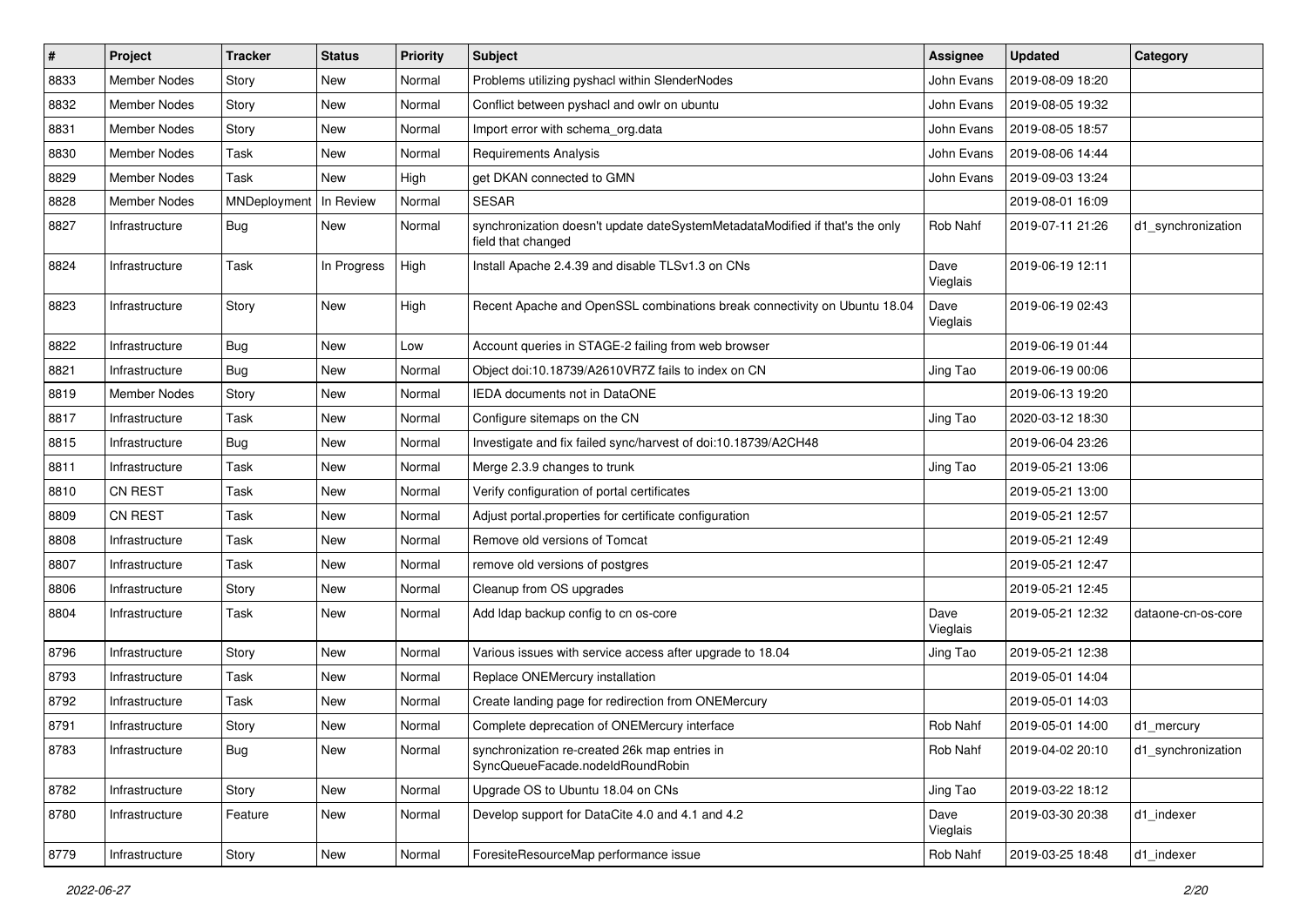| # | Project | Tracker | Status | Priority | Subject | Assignee | Updated | Category |
|---|---|---|---|---|---|---|---|---|
| 8833 | Member Nodes | Story | New | Normal | Problems utilizing pyshacl within SlenderNodes | John Evans | 2019-08-09 18:20 | |
| 8832 | Member Nodes | Story | New | Normal | Conflict between pyshacl and owlr on ubuntu | John Evans | 2019-08-05 19:32 | |
| 8831 | Member Nodes | Story | New | Normal | Import error with schema_org.data | John Evans | 2019-08-05 18:57 | |
| 8830 | Member Nodes | Task | New | Normal | Requirements Analysis | John Evans | 2019-08-06 14:44 | |
| 8829 | Member Nodes | Task | New | High | get DKAN connected to GMN | John Evans | 2019-09-03 13:24 | |
| 8828 | Member Nodes | MNDeployment | In Review | Normal | SESAR | | 2019-08-01 16:09 | |
| 8827 | Infrastructure | Bug | New | Normal | synchronization doesn't update dateSystemMetadataModified if that's the only field that changed | Rob Nahf | 2019-07-11 21:26 | d1_synchronization |
| 8824 | Infrastructure | Task | In Progress | High | Install Apache 2.4.39 and disable TLSv1.3 on CNs | Dave Vieglais | 2019-06-19 12:11 | |
| 8823 | Infrastructure | Story | New | High | Recent Apache and OpenSSL combinations break connectivity on Ubuntu 18.04 | Dave Vieglais | 2019-06-19 02:43 | |
| 8822 | Infrastructure | Bug | New | Low | Account queries in STAGE-2 failing from web browser | | 2019-06-19 01:44 | |
| 8821 | Infrastructure | Bug | New | Normal | Object doi:10.18739/A2610VR7Z fails to index on CN | Jing Tao | 2019-06-19 00:06 | |
| 8819 | Member Nodes | Story | New | Normal | IEDA documents not in DataONE | | 2019-06-13 19:20 | |
| 8817 | Infrastructure | Task | New | Normal | Configure sitemaps on the CN | Jing Tao | 2020-03-12 18:30 | |
| 8815 | Infrastructure | Bug | New | Normal | Investigate and fix failed sync/harvest of doi:10.18739/A2CH48 | | 2019-06-04 23:26 | |
| 8811 | Infrastructure | Task | New | Normal | Merge 2.3.9 changes to trunk | Jing Tao | 2019-05-21 13:06 | |
| 8810 | CN REST | Task | New | Normal | Verify configuration of portal certificates | | 2019-05-21 13:00 | |
| 8809 | CN REST | Task | New | Normal | Adjust portal.properties for certificate configuration | | 2019-05-21 12:57 | |
| 8808 | Infrastructure | Task | New | Normal | Remove old versions of Tomcat | | 2019-05-21 12:49 | |
| 8807 | Infrastructure | Task | New | Normal | remove old versions of postgres | | 2019-05-21 12:47 | |
| 8806 | Infrastructure | Story | New | Normal | Cleanup from OS upgrades | | 2019-05-21 12:45 | |
| 8804 | Infrastructure | Task | New | Normal | Add ldap backup config to cn os-core | Dave Vieglais | 2019-05-21 12:32 | dataone-cn-os-core |
| 8796 | Infrastructure | Story | New | Normal | Various issues with service access after upgrade to 18.04 | Jing Tao | 2019-05-21 12:38 | |
| 8793 | Infrastructure | Task | New | Normal | Replace ONEMercury installation | | 2019-05-01 14:04 | |
| 8792 | Infrastructure | Task | New | Normal | Create landing page for redirection from ONEMercury | | 2019-05-01 14:03 | |
| 8791 | Infrastructure | Story | New | Normal | Complete deprecation of ONEMercury interface | Rob Nahf | 2019-05-01 14:00 | d1_mercury |
| 8783 | Infrastructure | Bug | New | Normal | synchronization re-created 26k map entries in SyncQueueFacade.nodeIdRoundRobin | Rob Nahf | 2019-04-02 20:10 | d1_synchronization |
| 8782 | Infrastructure | Story | New | Normal | Upgrade OS to Ubuntu 18.04 on CNs | Jing Tao | 2019-03-22 18:12 | |
| 8780 | Infrastructure | Feature | New | Normal | Develop support for DataCite 4.0 and 4.1 and 4.2 | Dave Vieglais | 2019-03-30 20:38 | d1_indexer |
| 8779 | Infrastructure | Story | New | Normal | ForesiteResourceMap performance issue | Rob Nahf | 2019-03-25 18:48 | d1_indexer |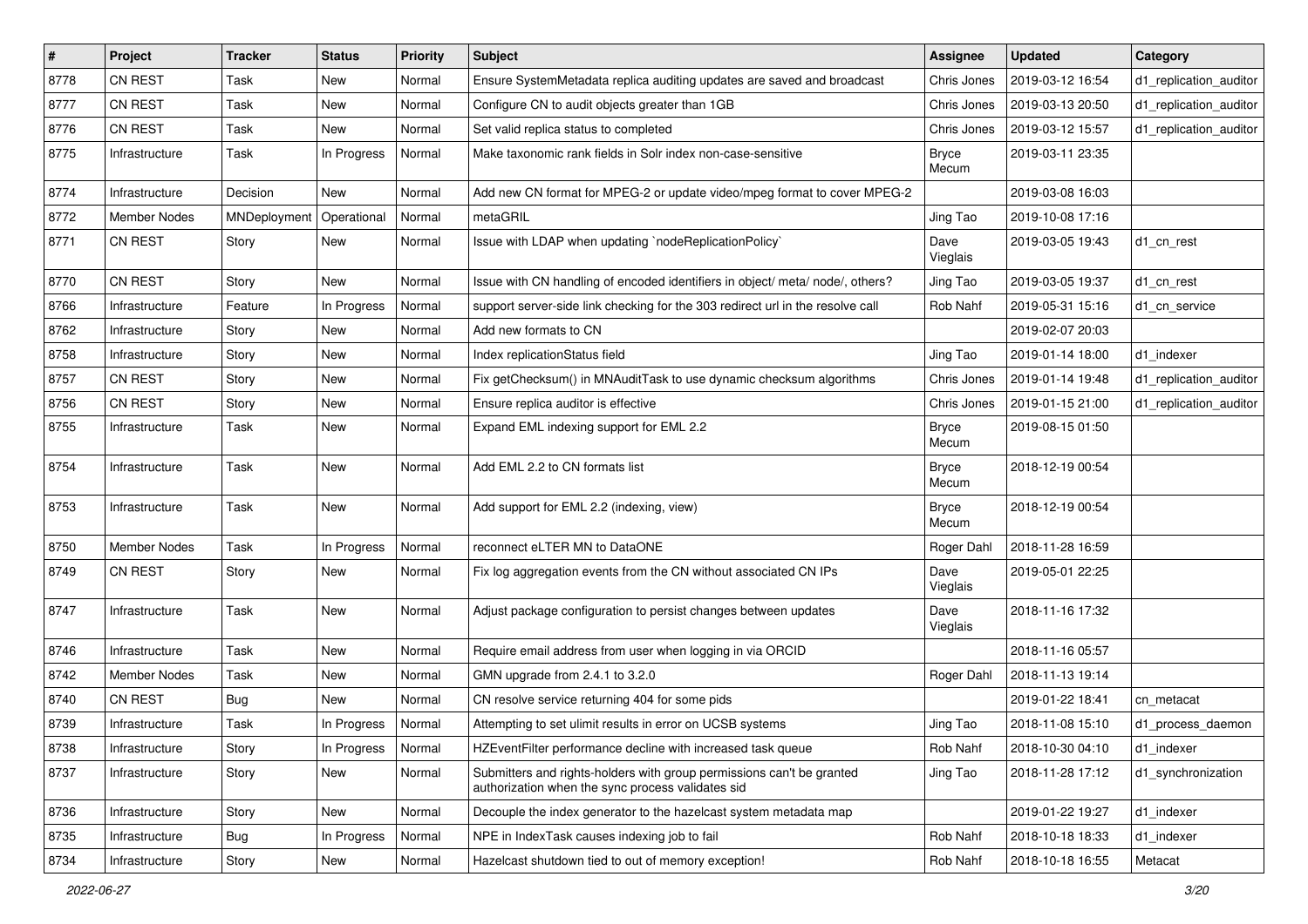| # | Project | Tracker | Status | Priority | Subject | Assignee | Updated | Category |
|---|---|---|---|---|---|---|---|---|
| 8778 | CN REST | Task | New | Normal | Ensure SystemMetadata replica auditing updates are saved and broadcast | Chris Jones | 2019-03-12 16:54 | d1_replication_auditor |
| 8777 | CN REST | Task | New | Normal | Configure CN to audit objects greater than 1GB | Chris Jones | 2019-03-13 20:50 | d1_replication_auditor |
| 8776 | CN REST | Task | New | Normal | Set valid replica status to completed | Chris Jones | 2019-03-12 15:57 | d1_replication_auditor |
| 8775 | Infrastructure | Task | In Progress | Normal | Make taxonomic rank fields in Solr index non-case-sensitive | Bryce Mecum | 2019-03-11 23:35 | |
| 8774 | Infrastructure | Decision | New | Normal | Add new CN format for MPEG-2 or update video/mpeg format to cover MPEG-2 | | 2019-03-08 16:03 | |
| 8772 | Member Nodes | MNDeployment | Operational | Normal | metaGRIL | Jing Tao | 2019-10-08 17:16 | |
| 8771 | CN REST | Story | New | Normal | Issue with LDAP when updating `nodeReplicationPolicy` | Dave Vieglais | 2019-03-05 19:43 | d1_cn_rest |
| 8770 | CN REST | Story | New | Normal | Issue with CN handling of encoded identifiers in object/ meta/ node/, others? | Jing Tao | 2019-03-05 19:37 | d1_cn_rest |
| 8766 | Infrastructure | Feature | In Progress | Normal | support server-side link checking for the 303 redirect url in the resolve call | Rob Nahf | 2019-05-31 15:16 | d1_cn_service |
| 8762 | Infrastructure | Story | New | Normal | Add new formats to CN | | 2019-02-07 20:03 | |
| 8758 | Infrastructure | Story | New | Normal | Index replicationStatus field | Jing Tao | 2019-01-14 18:00 | d1_indexer |
| 8757 | CN REST | Story | New | Normal | Fix getChecksum() in MNAuditTask to use dynamic checksum algorithms | Chris Jones | 2019-01-14 19:48 | d1_replication_auditor |
| 8756 | CN REST | Story | New | Normal | Ensure replica auditor is effective | Chris Jones | 2019-01-15 21:00 | d1_replication_auditor |
| 8755 | Infrastructure | Task | New | Normal | Expand EML indexing support for EML 2.2 | Bryce Mecum | 2019-08-15 01:50 | |
| 8754 | Infrastructure | Task | New | Normal | Add EML 2.2 to CN formats list | Bryce Mecum | 2018-12-19 00:54 | |
| 8753 | Infrastructure | Task | New | Normal | Add support for EML 2.2 (indexing, view) | Bryce Mecum | 2018-12-19 00:54 | |
| 8750 | Member Nodes | Task | In Progress | Normal | reconnect eLTER MN to DataONE | Roger Dahl | 2018-11-28 16:59 | |
| 8749 | CN REST | Story | New | Normal | Fix log aggregation events from the CN without associated CN IPs | Dave Vieglais | 2019-05-01 22:25 | |
| 8747 | Infrastructure | Task | New | Normal | Adjust package configuration to persist changes between updates | Dave Vieglais | 2018-11-16 17:32 | |
| 8746 | Infrastructure | Task | New | Normal | Require email address from user when logging in via ORCID | | 2018-11-16 05:57 | |
| 8742 | Member Nodes | Task | New | Normal | GMN upgrade from 2.4.1 to 3.2.0 | Roger Dahl | 2018-11-13 19:14 | |
| 8740 | CN REST | Bug | New | Normal | CN resolve service returning 404 for some pids | | 2019-01-22 18:41 | cn_metacat |
| 8739 | Infrastructure | Task | In Progress | Normal | Attempting to set ulimit results in error on UCSB systems | Jing Tao | 2018-11-08 15:10 | d1_process_daemon |
| 8738 | Infrastructure | Story | In Progress | Normal | HZEventFilter performance decline with increased task queue | Rob Nahf | 2018-10-30 04:10 | d1_indexer |
| 8737 | Infrastructure | Story | New | Normal | Submitters and rights-holders with group permissions can't be granted authorization when the sync process validates sid | Jing Tao | 2018-11-28 17:12 | d1_synchronization |
| 8736 | Infrastructure | Story | New | Normal | Decouple the index generator to the hazelcast system metadata map | | 2019-01-22 19:27 | d1_indexer |
| 8735 | Infrastructure | Bug | In Progress | Normal | NPE in IndexTask causes indexing job to fail | Rob Nahf | 2018-10-18 18:33 | d1_indexer |
| 8734 | Infrastructure | Story | New | Normal | Hazelcast shutdown tied to out of memory exception! | Rob Nahf | 2018-10-18 16:55 | Metacat |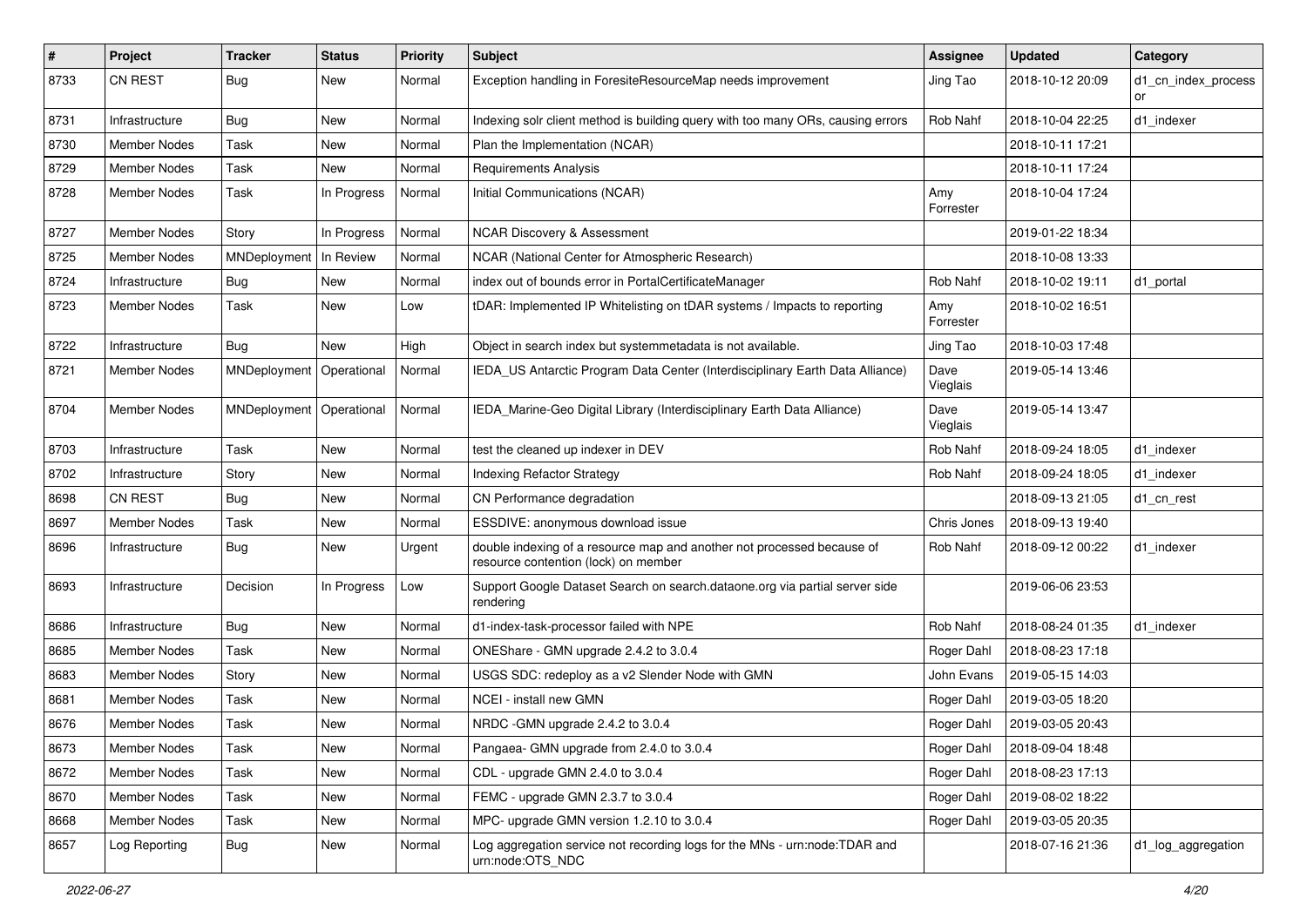| # | Project | Tracker | Status | Priority | Subject | Assignee | Updated | Category |
|---|---|---|---|---|---|---|---|---|
| 8733 | CN REST | Bug | New | Normal | Exception handling in ForesiteResourceMap needs improvement | Jing Tao | 2018-10-12 20:09 | d1_cn_index_processor |
| 8731 | Infrastructure | Bug | New | Normal | Indexing solr client method is building query with too many ORs, causing errors | Rob Nahf | 2018-10-04 22:25 | d1_indexer |
| 8730 | Member Nodes | Task | New | Normal | Plan the Implementation (NCAR) | | 2018-10-11 17:21 | |
| 8729 | Member Nodes | Task | New | Normal | Requirements Analysis | | 2018-10-11 17:24 | |
| 8728 | Member Nodes | Task | In Progress | Normal | Initial Communications (NCAR) | Amy Forrester | 2018-10-04 17:24 | |
| 8727 | Member Nodes | Story | In Progress | Normal | NCAR Discovery & Assessment | | 2019-01-22 18:34 | |
| 8725 | Member Nodes | MNDeployment | In Review | Normal | NCAR (National Center for Atmospheric Research) | | 2018-10-08 13:33 | |
| 8724 | Infrastructure | Bug | New | Normal | index out of bounds error in PortalCertificateManager | Rob Nahf | 2018-10-02 19:11 | d1_portal |
| 8723 | Member Nodes | Task | New | Low | tDAR: Implemented IP Whitelisting on tDAR systems / Impacts to reporting | Amy Forrester | 2018-10-02 16:51 | |
| 8722 | Infrastructure | Bug | New | High | Object in search index but systemmetadata is not available. | Jing Tao | 2018-10-03 17:48 | |
| 8721 | Member Nodes | MNDeployment | Operational | Normal | IEDA_US Antarctic Program Data Center (Interdisciplinary Earth Data Alliance) | Dave Vieglais | 2019-05-14 13:46 | |
| 8704 | Member Nodes | MNDeployment | Operational | Normal | IEDA_Marine-Geo Digital Library (Interdisciplinary Earth Data Alliance) | Dave Vieglais | 2019-05-14 13:47 | |
| 8703 | Infrastructure | Task | New | Normal | test the cleaned up indexer in DEV | Rob Nahf | 2018-09-24 18:05 | d1_indexer |
| 8702 | Infrastructure | Story | New | Normal | Indexing Refactor Strategy | Rob Nahf | 2018-09-24 18:05 | d1_indexer |
| 8698 | CN REST | Bug | New | Normal | CN Performance degradation | | 2018-09-13 21:05 | d1_cn_rest |
| 8697 | Member Nodes | Task | New | Normal | ESSDIVE: anonymous download issue | Chris Jones | 2018-09-13 19:40 | |
| 8696 | Infrastructure | Bug | New | Urgent | double indexing of a resource map and another not processed because of resource contention (lock) on member | Rob Nahf | 2018-09-12 00:22 | d1_indexer |
| 8693 | Infrastructure | Decision | In Progress | Low | Support Google Dataset Search on search.dataone.org via partial server side rendering | | 2019-06-06 23:53 | |
| 8686 | Infrastructure | Bug | New | Normal | d1-index-task-processor failed with NPE | Rob Nahf | 2018-08-24 01:35 | d1_indexer |
| 8685 | Member Nodes | Task | New | Normal | ONEShare - GMN upgrade 2.4.2 to 3.0.4 | Roger Dahl | 2018-08-23 17:18 | |
| 8683 | Member Nodes | Story | New | Normal | USGS SDC: redeploy as a v2 Slender Node with GMN | John Evans | 2019-05-15 14:03 | |
| 8681 | Member Nodes | Task | New | Normal | NCEI - install new GMN | Roger Dahl | 2019-03-05 18:20 | |
| 8676 | Member Nodes | Task | New | Normal | NRDC -GMN upgrade 2.4.2 to 3.0.4 | Roger Dahl | 2019-03-05 20:43 | |
| 8673 | Member Nodes | Task | New | Normal | Pangaea- GMN upgrade from 2.4.0 to 3.0.4 | Roger Dahl | 2018-09-04 18:48 | |
| 8672 | Member Nodes | Task | New | Normal | CDL - upgrade GMN 2.4.0 to 3.0.4 | Roger Dahl | 2018-08-23 17:13 | |
| 8670 | Member Nodes | Task | New | Normal | FEMC - upgrade GMN 2.3.7 to 3.0.4 | Roger Dahl | 2019-08-02 18:22 | |
| 8668 | Member Nodes | Task | New | Normal | MPC- upgrade GMN version 1.2.10 to 3.0.4 | Roger Dahl | 2019-03-05 20:35 | |
| 8657 | Log Reporting | Bug | New | Normal | Log aggregation service not recording logs for the MNs - urn:node:TDAR and urn:node:OTS_NDC | | 2018-07-16 21:36 | d1_log_aggregation |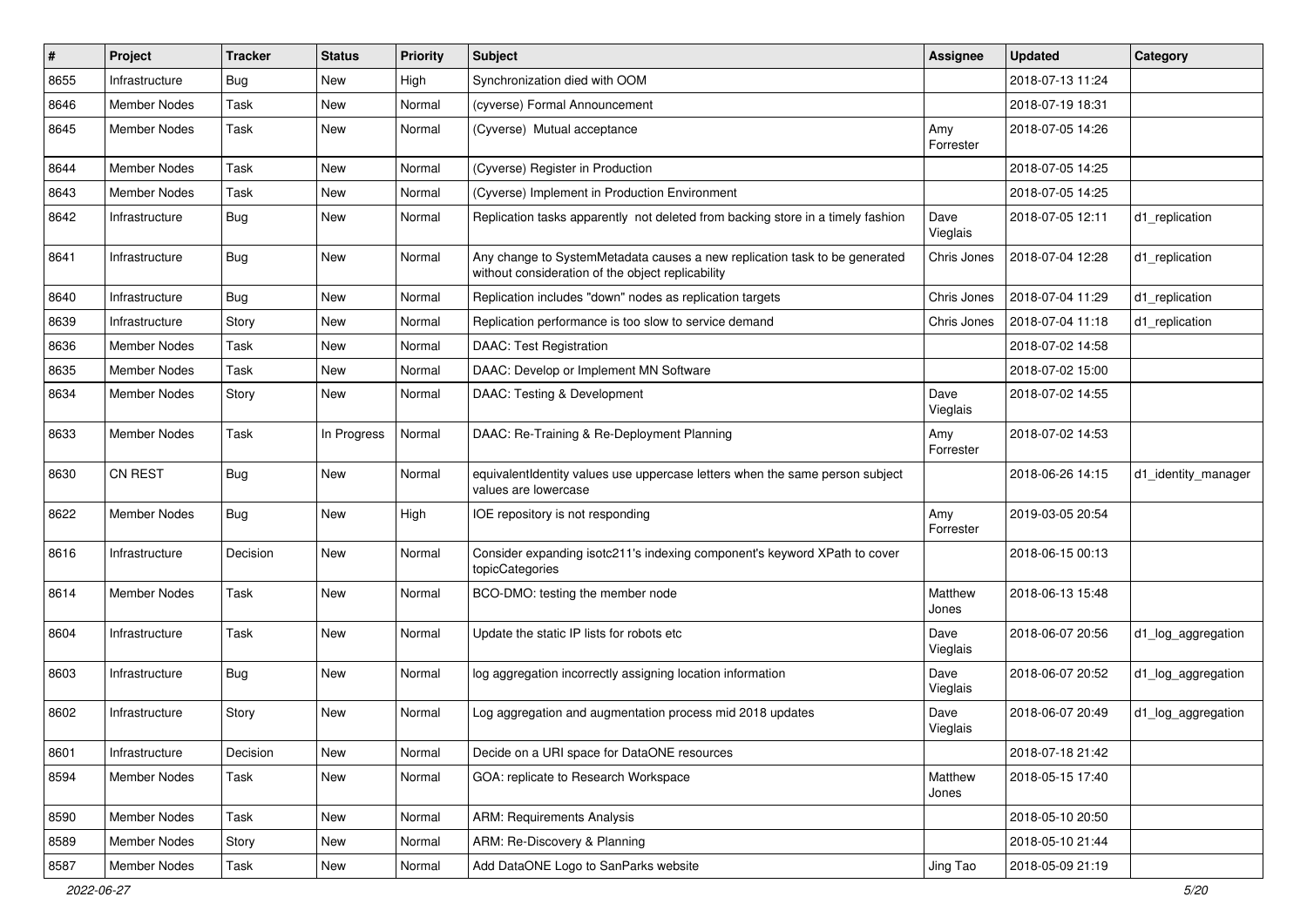| # | Project | Tracker | Status | Priority | Subject | Assignee | Updated | Category |
|---|---|---|---|---|---|---|---|---|
| 8655 | Infrastructure | Bug | New | High | Synchronization died with OOM | | 2018-07-13 11:24 | |
| 8646 | Member Nodes | Task | New | Normal | (cyverse) Formal Announcement | | 2018-07-19 18:31 | |
| 8645 | Member Nodes | Task | New | Normal | (Cyverse) Mutual acceptance | Amy Forrester | 2018-07-05 14:26 | |
| 8644 | Member Nodes | Task | New | Normal | (Cyverse) Register in Production | | 2018-07-05 14:25 | |
| 8643 | Member Nodes | Task | New | Normal | (Cyverse) Implement in Production Environment | | 2018-07-05 14:25 | |
| 8642 | Infrastructure | Bug | New | Normal | Replication tasks apparently not deleted from backing store in a timely fashion | Dave Vieglais | 2018-07-05 12:11 | d1_replication |
| 8641 | Infrastructure | Bug | New | Normal | Any change to SystemMetadata causes a new replication task to be generated without consideration of the object replicability | Chris Jones | 2018-07-04 12:28 | d1_replication |
| 8640 | Infrastructure | Bug | New | Normal | Replication includes "down" nodes as replication targets | Chris Jones | 2018-07-04 11:29 | d1_replication |
| 8639 | Infrastructure | Story | New | Normal | Replication performance is too slow to service demand | Chris Jones | 2018-07-04 11:18 | d1_replication |
| 8636 | Member Nodes | Task | New | Normal | DAAC: Test Registration | | 2018-07-02 14:58 | |
| 8635 | Member Nodes | Task | New | Normal | DAAC: Develop or Implement MN Software | | 2018-07-02 15:00 | |
| 8634 | Member Nodes | Story | New | Normal | DAAC: Testing & Development | Dave Vieglais | 2018-07-02 14:55 | |
| 8633 | Member Nodes | Task | In Progress | Normal | DAAC: Re-Training & Re-Deployment Planning | Amy Forrester | 2018-07-02 14:53 | |
| 8630 | CN REST | Bug | New | Normal | equivalentIdentity values use uppercase letters when the same person subject values are lowercase | | 2018-06-26 14:15 | d1_identity_manager |
| 8622 | Member Nodes | Bug | New | High | IOE repository is not responding | Amy Forrester | 2019-03-05 20:54 | |
| 8616 | Infrastructure | Decision | New | Normal | Consider expanding isotc211's indexing component's keyword XPath to cover topicCategories | | 2018-06-15 00:13 | |
| 8614 | Member Nodes | Task | New | Normal | BCO-DMO: testing the member node | Matthew Jones | 2018-06-13 15:48 | |
| 8604 | Infrastructure | Task | New | Normal | Update the static IP lists for robots etc | Dave Vieglais | 2018-06-07 20:56 | d1_log_aggregation |
| 8603 | Infrastructure | Bug | New | Normal | log aggregation incorrectly assigning location information | Dave Vieglais | 2018-06-07 20:52 | d1_log_aggregation |
| 8602 | Infrastructure | Story | New | Normal | Log aggregation and augmentation process mid 2018 updates | Dave Vieglais | 2018-06-07 20:49 | d1_log_aggregation |
| 8601 | Infrastructure | Decision | New | Normal | Decide on a URI space for DataONE resources | | 2018-07-18 21:42 | |
| 8594 | Member Nodes | Task | New | Normal | GOA: replicate to Research Workspace | Matthew Jones | 2018-05-15 17:40 | |
| 8590 | Member Nodes | Task | New | Normal | ARM: Requirements Analysis | | 2018-05-10 20:50 | |
| 8589 | Member Nodes | Story | New | Normal | ARM: Re-Discovery & Planning | | 2018-05-10 21:44 | |
| 8587 | Member Nodes | Task | New | Normal | Add DataONE Logo to SanParks website | Jing Tao | 2018-05-09 21:19 | |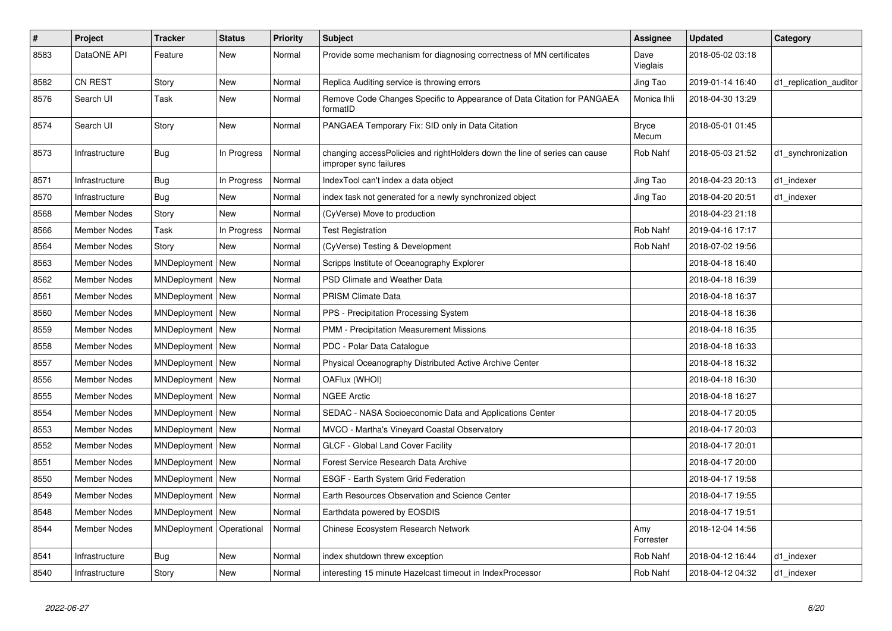| # | Project | Tracker | Status | Priority | Subject | Assignee | Updated | Category |
|---|---|---|---|---|---|---|---|---|
| 8583 | DataONE API | Feature | New | Normal | Provide some mechanism for diagnosing correctness of MN certificates | Dave Vieglais | 2018-05-02 03:18 | |
| 8582 | CN REST | Story | New | Normal | Replica Auditing service is throwing errors | Jing Tao | 2019-01-14 16:40 | d1_replication_auditor |
| 8576 | Search UI | Task | New | Normal | Remove Code Changes Specific to Appearance of Data Citation for PANGAEA formatID | Monica Ihli | 2018-04-30 13:29 | |
| 8574 | Search UI | Story | New | Normal | PANGAEA Temporary Fix: SID only in Data Citation | Bryce Mecum | 2018-05-01 01:45 | |
| 8573 | Infrastructure | Bug | In Progress | Normal | changing accessPolicies and rightHolders down the line of series can cause improper sync failures | Rob Nahf | 2018-05-03 21:52 | d1_synchronization |
| 8571 | Infrastructure | Bug | In Progress | Normal | IndexTool can't index a data object | Jing Tao | 2018-04-23 20:13 | d1_indexer |
| 8570 | Infrastructure | Bug | New | Normal | index task not generated for a newly synchronized object | Jing Tao | 2018-04-20 20:51 | d1_indexer |
| 8568 | Member Nodes | Story | New | Normal | (CyVerse) Move to production | | 2018-04-23 21:18 | |
| 8566 | Member Nodes | Task | In Progress | Normal | Test Registration | Rob Nahf | 2019-04-16 17:17 | |
| 8564 | Member Nodes | Story | New | Normal | (CyVerse) Testing & Development | Rob Nahf | 2018-07-02 19:56 | |
| 8563 | Member Nodes | MNDeployment | New | Normal | Scripps Institute of Oceanography Explorer | | 2018-04-18 16:40 | |
| 8562 | Member Nodes | MNDeployment | New | Normal | PSD Climate and Weather Data | | 2018-04-18 16:39 | |
| 8561 | Member Nodes | MNDeployment | New | Normal | PRISM Climate Data | | 2018-04-18 16:37 | |
| 8560 | Member Nodes | MNDeployment | New | Normal | PPS - Precipitation Processing System | | 2018-04-18 16:36 | |
| 8559 | Member Nodes | MNDeployment | New | Normal | PMM - Precipitation Measurement Missions | | 2018-04-18 16:35 | |
| 8558 | Member Nodes | MNDeployment | New | Normal | PDC - Polar Data Catalogue | | 2018-04-18 16:33 | |
| 8557 | Member Nodes | MNDeployment | New | Normal | Physical Oceanography Distributed Active Archive Center | | 2018-04-18 16:32 | |
| 8556 | Member Nodes | MNDeployment | New | Normal | OAFlux (WHOI) | | 2018-04-18 16:30 | |
| 8555 | Member Nodes | MNDeployment | New | Normal | NGEE Arctic | | 2018-04-18 16:27 | |
| 8554 | Member Nodes | MNDeployment | New | Normal | SEDAC - NASA Socioeconomic Data and Applications Center | | 2018-04-17 20:05 | |
| 8553 | Member Nodes | MNDeployment | New | Normal | MVCO - Martha's Vineyard Coastal Observatory | | 2018-04-17 20:03 | |
| 8552 | Member Nodes | MNDeployment | New | Normal | GLCF - Global Land Cover Facility | | 2018-04-17 20:01 | |
| 8551 | Member Nodes | MNDeployment | New | Normal | Forest Service Research Data Archive | | 2018-04-17 20:00 | |
| 8550 | Member Nodes | MNDeployment | New | Normal | ESGF - Earth System Grid Federation | | 2018-04-17 19:58 | |
| 8549 | Member Nodes | MNDeployment | New | Normal | Earth Resources Observation and Science Center | | 2018-04-17 19:55 | |
| 8548 | Member Nodes | MNDeployment | New | Normal | Earthdata powered by EOSDIS | | 2018-04-17 19:51 | |
| 8544 | Member Nodes | MNDeployment | Operational | Normal | Chinese Ecosystem Research Network | Amy Forrester | 2018-12-04 14:56 | |
| 8541 | Infrastructure | Bug | New | Normal | index shutdown threw exception | Rob Nahf | 2018-04-12 16:44 | d1_indexer |
| 8540 | Infrastructure | Story | New | Normal | interesting 15 minute Hazelcast timeout in IndexProcessor | Rob Nahf | 2018-04-12 04:32 | d1_indexer |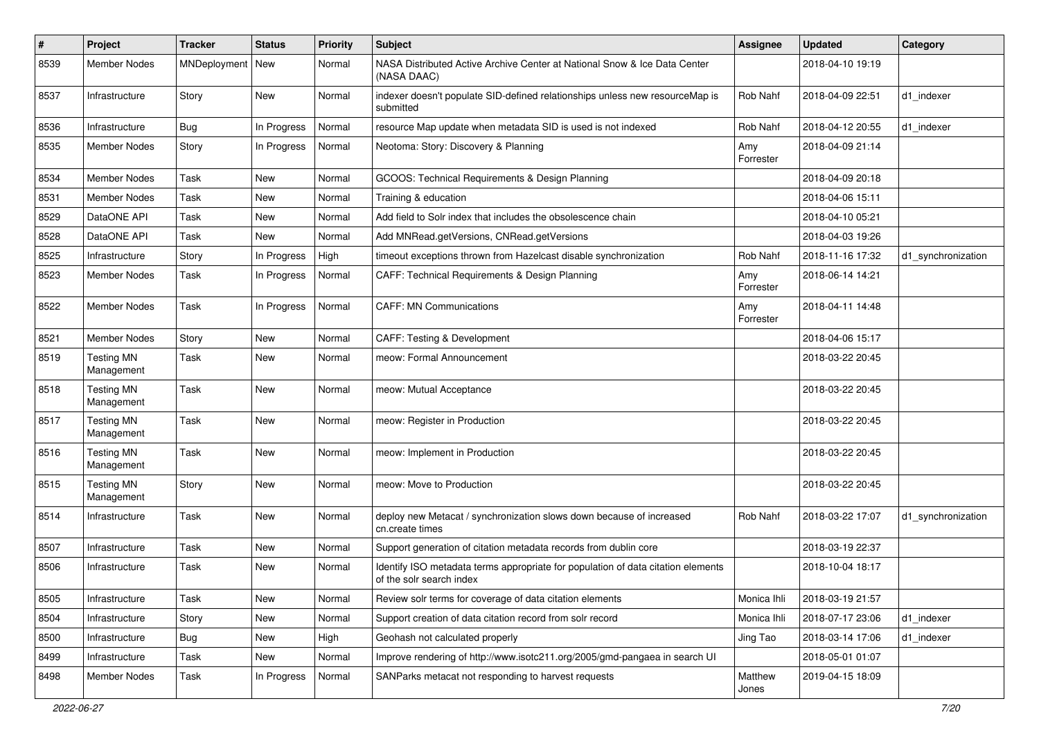| # | Project | Tracker | Status | Priority | Subject | Assignee | Updated | Category |
|---|---|---|---|---|---|---|---|---|
| 8539 | Member Nodes | MNDeployment | New | Normal | NASA Distributed Active Archive Center at National Snow & Ice Data Center (NASA DAAC) | | 2018-04-10 19:19 | |
| 8537 | Infrastructure | Story | New | Normal | indexer doesn't populate SID-defined relationships unless new resourceMap is submitted | Rob Nahf | 2018-04-09 22:51 | d1_indexer |
| 8536 | Infrastructure | Bug | In Progress | Normal | resource Map update when metadata SID is used is not indexed | Rob Nahf | 2018-04-12 20:55 | d1_indexer |
| 8535 | Member Nodes | Story | In Progress | Normal | Neotoma: Story: Discovery & Planning | Amy Forrester | 2018-04-09 21:14 | |
| 8534 | Member Nodes | Task | New | Normal | GCOOS: Technical Requirements & Design Planning | | 2018-04-09 20:18 | |
| 8531 | Member Nodes | Task | New | Normal | Training & education | | 2018-04-06 15:11 | |
| 8529 | DataONE API | Task | New | Normal | Add field to Solr index that includes the obsolescence chain | | 2018-04-10 05:21 | |
| 8528 | DataONE API | Task | New | Normal | Add MNRead.getVersions, CNRead.getVersions | | 2018-04-03 19:26 | |
| 8525 | Infrastructure | Story | In Progress | High | timeout exceptions thrown from Hazelcast disable synchronization | Rob Nahf | 2018-11-16 17:32 | d1_synchronization |
| 8523 | Member Nodes | Task | In Progress | Normal | CAFF: Technical Requirements & Design Planning | Amy Forrester | 2018-06-14 14:21 | |
| 8522 | Member Nodes | Task | In Progress | Normal | CAFF: MN Communications | Amy Forrester | 2018-04-11 14:48 | |
| 8521 | Member Nodes | Story | New | Normal | CAFF: Testing & Development | | 2018-04-06 15:17 | |
| 8519 | Testing MN Management | Task | New | Normal | meow: Formal Announcement | | 2018-03-22 20:45 | |
| 8518 | Testing MN Management | Task | New | Normal | meow: Mutual Acceptance | | 2018-03-22 20:45 | |
| 8517 | Testing MN Management | Task | New | Normal | meow: Register in Production | | 2018-03-22 20:45 | |
| 8516 | Testing MN Management | Task | New | Normal | meow: Implement in Production | | 2018-03-22 20:45 | |
| 8515 | Testing MN Management | Story | New | Normal | meow: Move to Production | | 2018-03-22 20:45 | |
| 8514 | Infrastructure | Task | New | Normal | deploy new Metacat / synchronization slows down because of increased cn.create times | Rob Nahf | 2018-03-22 17:07 | d1_synchronization |
| 8507 | Infrastructure | Task | New | Normal | Support generation of citation metadata records from dublin core | | 2018-03-19 22:37 | |
| 8506 | Infrastructure | Task | New | Normal | Identify ISO metadata terms appropriate for population of data citation elements of the solr search index | | 2018-10-04 18:17 | |
| 8505 | Infrastructure | Task | New | Normal | Review solr terms for coverage of data citation elements | Monica Ihli | 2018-03-19 21:57 | |
| 8504 | Infrastructure | Story | New | Normal | Support creation of data citation record from solr record | Monica Ihli | 2018-07-17 23:06 | d1_indexer |
| 8500 | Infrastructure | Bug | New | High | Geohash not calculated properly | Jing Tao | 2018-03-14 17:06 | d1_indexer |
| 8499 | Infrastructure | Task | New | Normal | Improve rendering of http://www.isotc211.org/2005/gmd-pangaea in search UI | | 2018-05-01 01:07 | |
| 8498 | Member Nodes | Task | In Progress | Normal | SANParks metacat not responding to harvest requests | Matthew Jones | 2019-04-15 18:09 | |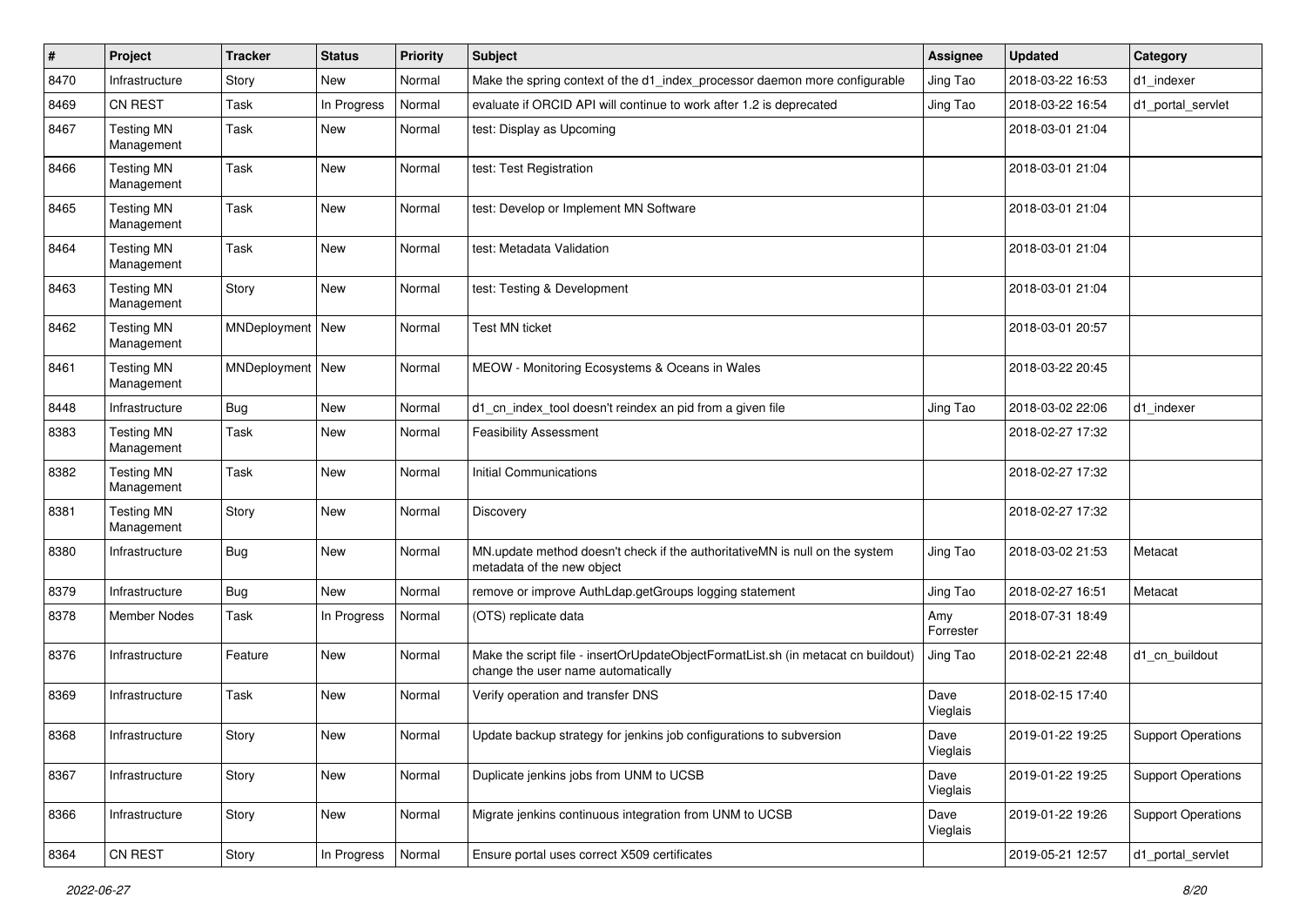| # | Project | Tracker | Status | Priority | Subject | Assignee | Updated | Category |
|---|---|---|---|---|---|---|---|---|
| 8470 | Infrastructure | Story | New | Normal | Make the spring context of the d1_index_processor daemon more configurable | Jing Tao | 2018-03-22 16:53 | d1_indexer |
| 8469 | CN REST | Task | In Progress | Normal | evaluate if ORCID API will continue to work after 1.2 is deprecated | Jing Tao | 2018-03-22 16:54 | d1_portal_servlet |
| 8467 | Testing MN Management | Task | New | Normal | test: Display as Upcoming | | 2018-03-01 21:04 | |
| 8466 | Testing MN Management | Task | New | Normal | test: Test Registration | | 2018-03-01 21:04 | |
| 8465 | Testing MN Management | Task | New | Normal | test: Develop or Implement MN Software | | 2018-03-01 21:04 | |
| 8464 | Testing MN Management | Task | New | Normal | test: Metadata Validation | | 2018-03-01 21:04 | |
| 8463 | Testing MN Management | Story | New | Normal | test: Testing & Development | | 2018-03-01 21:04 | |
| 8462 | Testing MN Management | MNDeployment | New | Normal | Test MN ticket | | 2018-03-01 20:57 | |
| 8461 | Testing MN Management | MNDeployment | New | Normal | MEOW - Monitoring Ecosystems & Oceans in Wales | | 2018-03-22 20:45 | |
| 8448 | Infrastructure | Bug | New | Normal | d1_cn_index_tool doesn't reindex an pid from a given file | Jing Tao | 2018-03-02 22:06 | d1_indexer |
| 8383 | Testing MN Management | Task | New | Normal | Feasibility Assessment | | 2018-02-27 17:32 | |
| 8382 | Testing MN Management | Task | New | Normal | Initial Communications | | 2018-02-27 17:32 | |
| 8381 | Testing MN Management | Story | New | Normal | Discovery | | 2018-02-27 17:32 | |
| 8380 | Infrastructure | Bug | New | Normal | MN.update method doesn't check if the authoritativeMN is null on the system metadata of the new object | Jing Tao | 2018-03-02 21:53 | Metacat |
| 8379 | Infrastructure | Bug | New | Normal | remove or improve AuthLdap.getGroups logging statement | Jing Tao | 2018-02-27 16:51 | Metacat |
| 8378 | Member Nodes | Task | In Progress | Normal | (OTS) replicate data | Amy Forrester | 2018-07-31 18:49 | |
| 8376 | Infrastructure | Feature | New | Normal | Make the script file - insertOrUpdateObjectFormatList.sh (in metacat cn buildout) change the user name automatically | Jing Tao | 2018-02-21 22:48 | d1_cn_buildout |
| 8369 | Infrastructure | Task | New | Normal | Verify operation and transfer DNS | Dave Vieglais | 2018-02-15 17:40 | |
| 8368 | Infrastructure | Story | New | Normal | Update backup strategy for jenkins job configurations to subversion | Dave Vieglais | 2019-01-22 19:25 | Support Operations |
| 8367 | Infrastructure | Story | New | Normal | Duplicate jenkins jobs from UNM to UCSB | Dave Vieglais | 2019-01-22 19:25 | Support Operations |
| 8366 | Infrastructure | Story | New | Normal | Migrate jenkins continuous integration from UNM to UCSB | Dave Vieglais | 2019-01-22 19:26 | Support Operations |
| 8364 | CN REST | Story | In Progress | Normal | Ensure portal uses correct X509 certificates | | 2019-05-21 12:57 | d1_portal_servlet |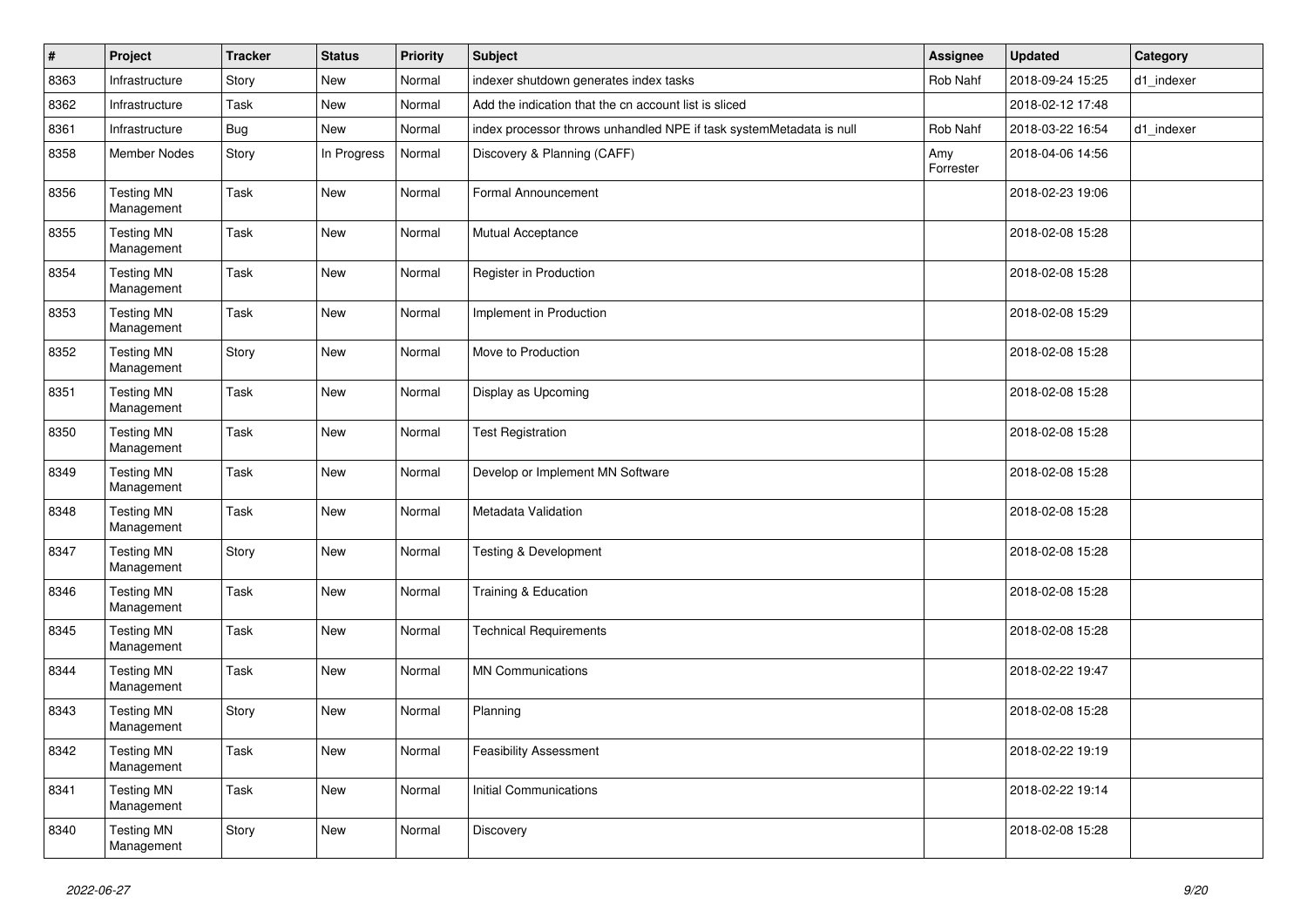| # | Project | Tracker | Status | Priority | Subject | Assignee | Updated | Category |
|---|---|---|---|---|---|---|---|---|
| 8363 | Infrastructure | Story | New | Normal | indexer shutdown generates index tasks | Rob Nahf | 2018-09-24 15:25 | d1_indexer |
| 8362 | Infrastructure | Task | New | Normal | Add the indication that the cn account list is sliced | | 2018-02-12 17:48 | |
| 8361 | Infrastructure | Bug | New | Normal | index processor throws unhandled NPE if task systemMetadata is null | Rob Nahf | 2018-03-22 16:54 | d1_indexer |
| 8358 | Member Nodes | Story | In Progress | Normal | Discovery & Planning (CAFF) | Amy Forrester | 2018-04-06 14:56 | |
| 8356 | Testing MN Management | Task | New | Normal | Formal Announcement | | 2018-02-23 19:06 | |
| 8355 | Testing MN Management | Task | New | Normal | Mutual Acceptance | | 2018-02-08 15:28 | |
| 8354 | Testing MN Management | Task | New | Normal | Register in Production | | 2018-02-08 15:28 | |
| 8353 | Testing MN Management | Task | New | Normal | Implement in Production | | 2018-02-08 15:29 | |
| 8352 | Testing MN Management | Story | New | Normal | Move to Production | | 2018-02-08 15:28 | |
| 8351 | Testing MN Management | Task | New | Normal | Display as Upcoming | | 2018-02-08 15:28 | |
| 8350 | Testing MN Management | Task | New | Normal | Test Registration | | 2018-02-08 15:28 | |
| 8349 | Testing MN Management | Task | New | Normal | Develop or Implement MN Software | | 2018-02-08 15:28 | |
| 8348 | Testing MN Management | Task | New | Normal | Metadata Validation | | 2018-02-08 15:28 | |
| 8347 | Testing MN Management | Story | New | Normal | Testing & Development | | 2018-02-08 15:28 | |
| 8346 | Testing MN Management | Task | New | Normal | Training & Education | | 2018-02-08 15:28 | |
| 8345 | Testing MN Management | Task | New | Normal | Technical Requirements | | 2018-02-08 15:28 | |
| 8344 | Testing MN Management | Task | New | Normal | MN Communications | | 2018-02-22 19:47 | |
| 8343 | Testing MN Management | Story | New | Normal | Planning | | 2018-02-08 15:28 | |
| 8342 | Testing MN Management | Task | New | Normal | Feasibility Assessment | | 2018-02-22 19:19 | |
| 8341 | Testing MN Management | Task | New | Normal | Initial Communications | | 2018-02-22 19:14 | |
| 8340 | Testing MN Management | Story | New | Normal | Discovery | | 2018-02-08 15:28 | |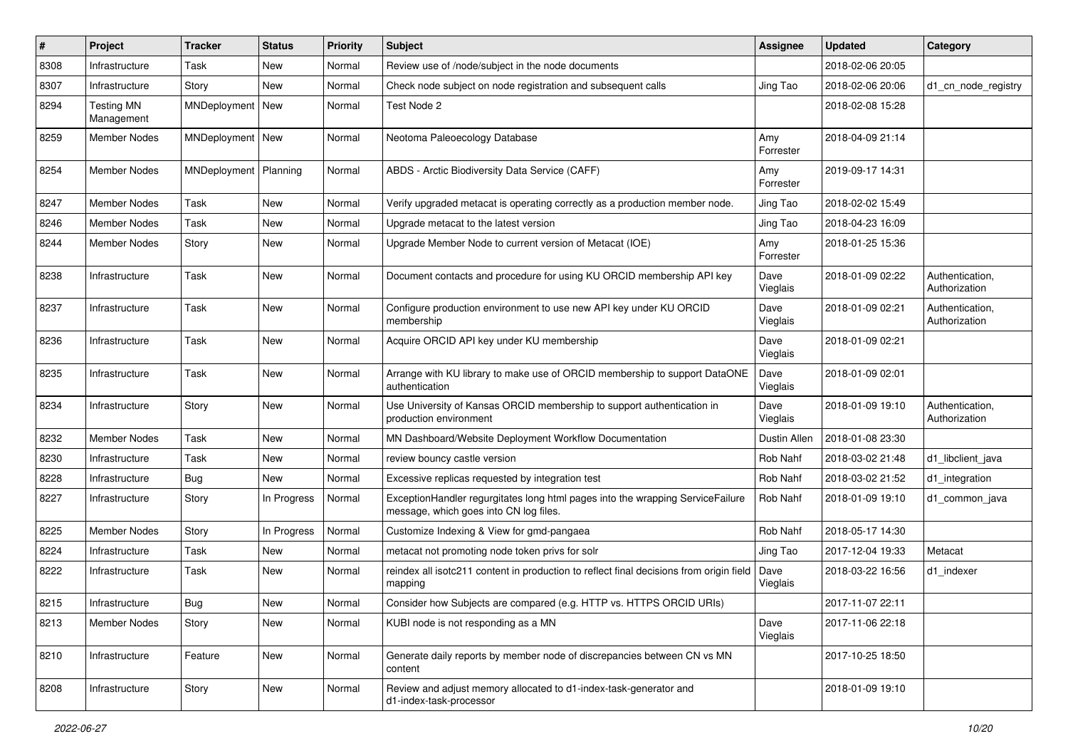| # | Project | Tracker | Status | Priority | Subject | Assignee | Updated | Category |
|---|---|---|---|---|---|---|---|---|
| 8308 | Infrastructure | Task | New | Normal | Review use of /node/subject in the node documents | | 2018-02-06 20:05 | |
| 8307 | Infrastructure | Story | New | Normal | Check node subject on node registration and subsequent calls | Jing Tao | 2018-02-06 20:06 | d1_cn_node_registry |
| 8294 | Testing MN Management | MNDeployment | New | Normal | Test Node 2 | | 2018-02-08 15:28 | |
| 8259 | Member Nodes | MNDeployment | New | Normal | Neotoma Paleoecology Database | Amy Forrester | 2018-04-09 21:14 | |
| 8254 | Member Nodes | MNDeployment | Planning | Normal | ABDS - Arctic Biodiversity Data Service (CAFF) | Amy Forrester | 2019-09-17 14:31 | |
| 8247 | Member Nodes | Task | New | Normal | Verify upgraded metacat is operating correctly as a production member node. | Jing Tao | 2018-02-02 15:49 | |
| 8246 | Member Nodes | Task | New | Normal | Upgrade metacat to the latest version | Jing Tao | 2018-04-23 16:09 | |
| 8244 | Member Nodes | Story | New | Normal | Upgrade Member Node to current version of Metacat (IOE) | Amy Forrester | 2018-01-25 15:36 | |
| 8238 | Infrastructure | Task | New | Normal | Document contacts and procedure for using KU ORCID membership API key | Dave Vieglais | 2018-01-09 02:22 | Authentication, Authorization |
| 8237 | Infrastructure | Task | New | Normal | Configure production environment to use new API key under KU ORCID membership | Dave Vieglais | 2018-01-09 02:21 | Authentication, Authorization |
| 8236 | Infrastructure | Task | New | Normal | Acquire ORCID API key under KU membership | Dave Vieglais | 2018-01-09 02:21 | |
| 8235 | Infrastructure | Task | New | Normal | Arrange with KU library to make use of ORCID membership to support DataONE authentication | Dave Vieglais | 2018-01-09 02:01 | |
| 8234 | Infrastructure | Story | New | Normal | Use University of Kansas ORCID membership to support authentication in production environment | Dave Vieglais | 2018-01-09 19:10 | Authentication, Authorization |
| 8232 | Member Nodes | Task | New | Normal | MN Dashboard/Website Deployment Workflow Documentation | Dustin Allen | 2018-01-08 23:30 | |
| 8230 | Infrastructure | Task | New | Normal | review bouncy castle version | Rob Nahf | 2018-03-02 21:48 | d1_libclient_java |
| 8228 | Infrastructure | Bug | New | Normal | Excessive replicas requested by integration test | Rob Nahf | 2018-03-02 21:52 | d1_integration |
| 8227 | Infrastructure | Story | In Progress | Normal | ExceptionHandler regurgitates long html pages into the wrapping ServiceFailure message, which goes into CN log files. | Rob Nahf | 2018-01-09 19:10 | d1_common_java |
| 8225 | Member Nodes | Story | In Progress | Normal | Customize Indexing & View for gmd-pangaea | Rob Nahf | 2018-05-17 14:30 | |
| 8224 | Infrastructure | Task | New | Normal | metacat not promoting node token privs for solr | Jing Tao | 2017-12-04 19:33 | Metacat |
| 8222 | Infrastructure | Task | New | Normal | reindex all isotc211 content in production to reflect final decisions from origin field mapping | Dave Vieglais | 2018-03-22 16:56 | d1_indexer |
| 8215 | Infrastructure | Bug | New | Normal | Consider how Subjects are compared (e.g. HTTP vs. HTTPS ORCID URIs) | | 2017-11-07 22:11 | |
| 8213 | Member Nodes | Story | New | Normal | KUBI node is not responding as a MN | Dave Vieglais | 2017-11-06 22:18 | |
| 8210 | Infrastructure | Feature | New | Normal | Generate daily reports by member node of discrepancies between CN vs MN content | | 2017-10-25 18:50 | |
| 8208 | Infrastructure | Story | New | Normal | Review and adjust memory allocated to d1-index-task-generator and d1-index-task-processor | | 2018-01-09 19:10 | |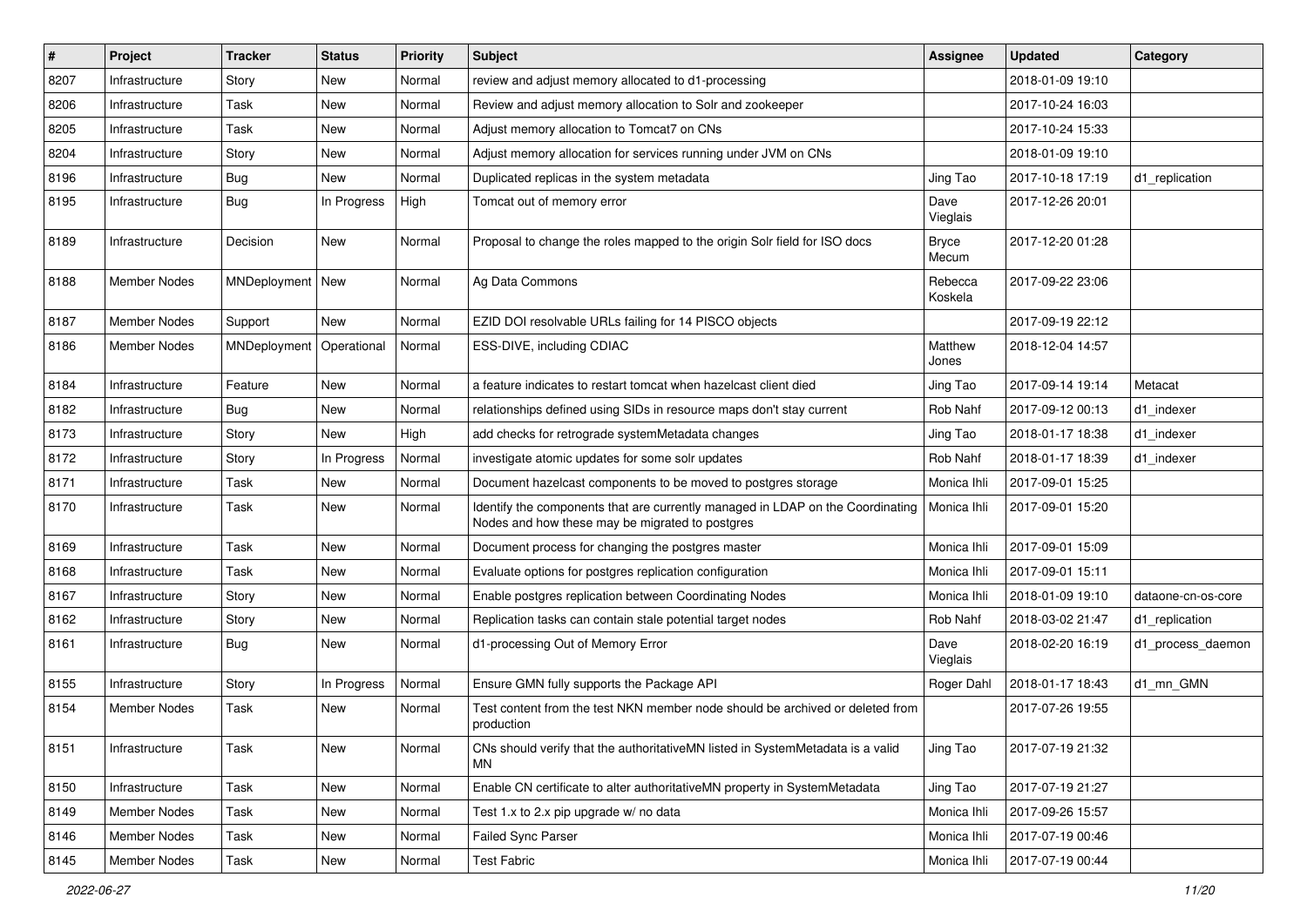| # | Project | Tracker | Status | Priority | Subject | Assignee | Updated | Category |
|---|---|---|---|---|---|---|---|---|
| 8207 | Infrastructure | Story | New | Normal | review and adjust memory allocated to d1-processing | | 2018-01-09 19:10 | |
| 8206 | Infrastructure | Task | New | Normal | Review and adjust memory allocation to Solr and zookeeper | | 2017-10-24 16:03 | |
| 8205 | Infrastructure | Task | New | Normal | Adjust memory allocation to Tomcat7 on CNs | | 2017-10-24 15:33 | |
| 8204 | Infrastructure | Story | New | Normal | Adjust memory allocation for services running under JVM on CNs | | 2018-01-09 19:10 | |
| 8196 | Infrastructure | Bug | New | Normal | Duplicated replicas in the system metadata | Jing Tao | 2017-10-18 17:19 | d1_replication |
| 8195 | Infrastructure | Bug | In Progress | High | Tomcat out of memory error | Dave Vieglais | 2017-12-26 20:01 | |
| 8189 | Infrastructure | Decision | New | Normal | Proposal to change the roles mapped to the origin Solr field for ISO docs | Bryce Mecum | 2017-12-20 01:28 | |
| 8188 | Member Nodes | MNDeployment | New | Normal | Ag Data Commons | Rebecca Koskela | 2017-09-22 23:06 | |
| 8187 | Member Nodes | Support | New | Normal | EZID DOI resolvable URLs failing for 14 PISCO objects | | 2017-09-19 22:12 | |
| 8186 | Member Nodes | MNDeployment | Operational | Normal | ESS-DIVE, including CDIAC | Matthew Jones | 2018-12-04 14:57 | |
| 8184 | Infrastructure | Feature | New | Normal | a feature indicates to restart tomcat when hazelcast client died | Jing Tao | 2017-09-14 19:14 | Metacat |
| 8182 | Infrastructure | Bug | New | Normal | relationships defined using SIDs in resource maps don't stay current | Rob Nahf | 2017-09-12 00:13 | d1_indexer |
| 8173 | Infrastructure | Story | New | High | add checks for retrograde systemMetadata changes | Jing Tao | 2018-01-17 18:38 | d1_indexer |
| 8172 | Infrastructure | Story | In Progress | Normal | investigate atomic updates for some solr updates | Rob Nahf | 2018-01-17 18:39 | d1_indexer |
| 8171 | Infrastructure | Task | New | Normal | Document hazelcast components to be moved to postgres storage | Monica Ihli | 2017-09-01 15:25 | |
| 8170 | Infrastructure | Task | New | Normal | Identify the components that are currently managed in LDAP on the Coordinating Nodes and how these may be migrated to postgres | Monica Ihli | 2017-09-01 15:20 | |
| 8169 | Infrastructure | Task | New | Normal | Document process for changing the postgres master | Monica Ihli | 2017-09-01 15:09 | |
| 8168 | Infrastructure | Task | New | Normal | Evaluate options for postgres replication configuration | Monica Ihli | 2017-09-01 15:11 | |
| 8167 | Infrastructure | Story | New | Normal | Enable postgres replication between Coordinating Nodes | Monica Ihli | 2018-01-09 19:10 | dataone-cn-os-core |
| 8162 | Infrastructure | Story | New | Normal | Replication tasks can contain stale potential target nodes | Rob Nahf | 2018-03-02 21:47 | d1_replication |
| 8161 | Infrastructure | Bug | New | Normal | d1-processing Out of Memory Error | Dave Vieglais | 2018-02-20 16:19 | d1_process_daemon |
| 8155 | Infrastructure | Story | In Progress | Normal | Ensure GMN fully supports the Package API | Roger Dahl | 2018-01-17 18:43 | d1_mn_GMN |
| 8154 | Member Nodes | Task | New | Normal | Test content from the test NKN member node should be archived or deleted from production | | 2017-07-26 19:55 | |
| 8151 | Infrastructure | Task | New | Normal | CNs should verify that the authoritativeMN listed in SystemMetadata is a valid MN | Jing Tao | 2017-07-19 21:32 | |
| 8150 | Infrastructure | Task | New | Normal | Enable CN certificate to alter authoritativeMN property in SystemMetadata | Jing Tao | 2017-07-19 21:27 | |
| 8149 | Member Nodes | Task | New | Normal | Test 1.x to 2.x pip upgrade w/ no data | Monica Ihli | 2017-09-26 15:57 | |
| 8146 | Member Nodes | Task | New | Normal | Failed Sync Parser | Monica Ihli | 2017-07-19 00:46 | |
| 8145 | Member Nodes | Task | New | Normal | Test Fabric | Monica Ihli | 2017-07-19 00:44 | |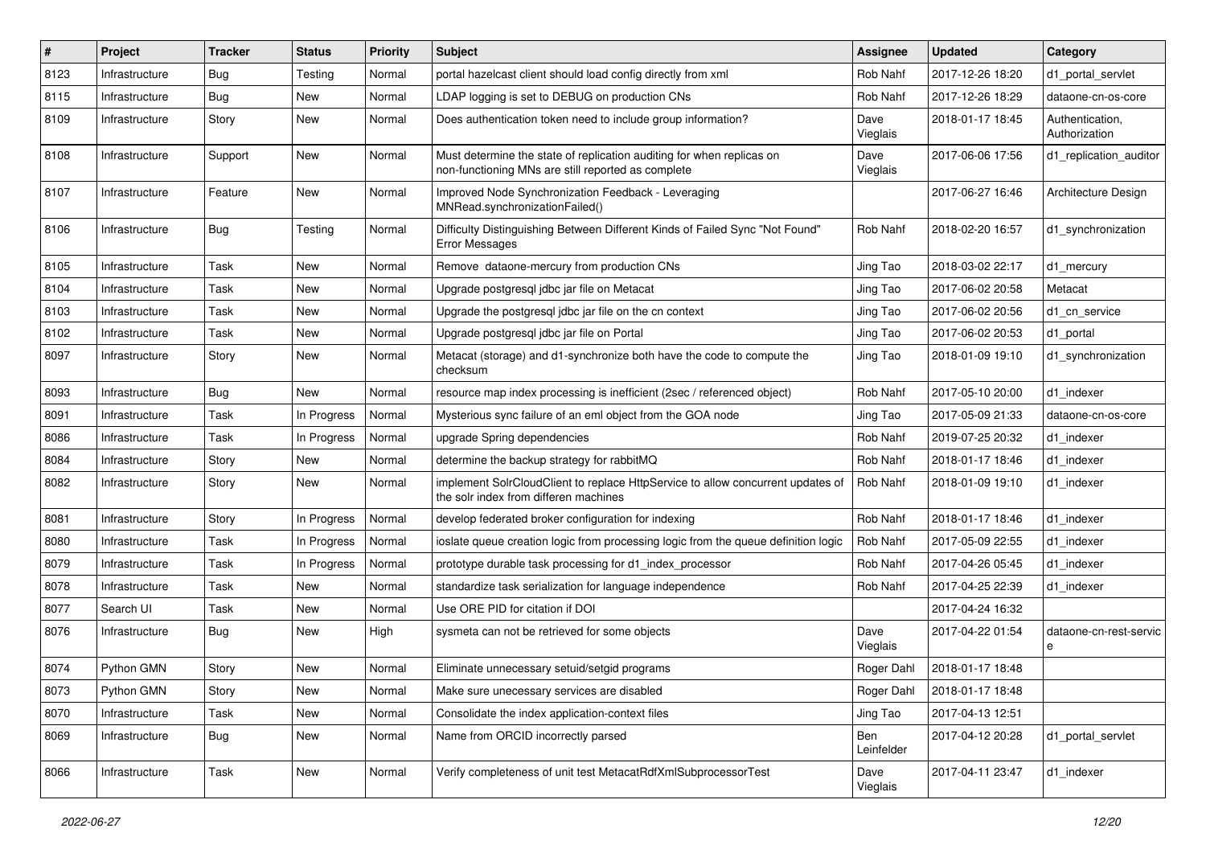| # | Project | Tracker | Status | Priority | Subject | Assignee | Updated | Category |
|---|---|---|---|---|---|---|---|---|
| 8123 | Infrastructure | Bug | Testing | Normal | portal hazelcast client should load config directly from xml | Rob Nahf | 2017-12-26 18:20 | d1_portal_servlet |
| 8115 | Infrastructure | Bug | New | Normal | LDAP logging is set to DEBUG on production CNs | Rob Nahf | 2017-12-26 18:29 | dataone-cn-os-core |
| 8109 | Infrastructure | Story | New | Normal | Does authentication token need to include group information? | Dave Vieglais | 2018-01-17 18:45 | Authentication, Authorization |
| 8108 | Infrastructure | Support | New | Normal | Must determine the state of replication auditing for when replicas on non-functioning MNs are still reported as complete | Dave Vieglais | 2017-06-06 17:56 | d1_replication_auditor |
| 8107 | Infrastructure | Feature | New | Normal | Improved Node Synchronization Feedback - Leveraging MNRead.synchronizationFailed() | | 2017-06-27 16:46 | Architecture Design |
| 8106 | Infrastructure | Bug | Testing | Normal | Difficulty Distinguishing Between Different Kinds of Failed Sync "Not Found" Error Messages | Rob Nahf | 2018-02-20 16:57 | d1_synchronization |
| 8105 | Infrastructure | Task | New | Normal | Remove dataone-mercury from production CNs | Jing Tao | 2018-03-02 22:17 | d1_mercury |
| 8104 | Infrastructure | Task | New | Normal | Upgrade postgresql jdbc jar file on Metacat | Jing Tao | 2017-06-02 20:58 | Metacat |
| 8103 | Infrastructure | Task | New | Normal | Upgrade the postgresql jdbc jar file on the cn context | Jing Tao | 2017-06-02 20:56 | d1_cn_service |
| 8102 | Infrastructure | Task | New | Normal | Upgrade postgresql jdbc jar file on Portal | Jing Tao | 2017-06-02 20:53 | d1_portal |
| 8097 | Infrastructure | Story | New | Normal | Metacat (storage) and d1-synchronize both have the code to compute the checksum | Jing Tao | 2018-01-09 19:10 | d1_synchronization |
| 8093 | Infrastructure | Bug | New | Normal | resource map index processing is inefficient (2sec / referenced object) | Rob Nahf | 2017-05-10 20:00 | d1_indexer |
| 8091 | Infrastructure | Task | In Progress | Normal | Mysterious sync failure of an eml object from the GOA node | Jing Tao | 2017-05-09 21:33 | dataone-cn-os-core |
| 8086 | Infrastructure | Task | In Progress | Normal | upgrade Spring dependencies | Rob Nahf | 2019-07-25 20:32 | d1_indexer |
| 8084 | Infrastructure | Story | New | Normal | determine the backup strategy for rabbitMQ | Rob Nahf | 2018-01-17 18:46 | d1_indexer |
| 8082 | Infrastructure | Story | New | Normal | implement SolrCloudClient to replace HttpService to allow concurrent updates of the solr index from differen machines | Rob Nahf | 2018-01-09 19:10 | d1_indexer |
| 8081 | Infrastructure | Story | In Progress | Normal | develop federated broker configuration for indexing | Rob Nahf | 2018-01-17 18:46 | d1_indexer |
| 8080 | Infrastructure | Task | In Progress | Normal | ioslate queue creation logic from processing logic from the queue definition logic | Rob Nahf | 2017-05-09 22:55 | d1_indexer |
| 8079 | Infrastructure | Task | In Progress | Normal | prototype durable task processing for d1_index_processor | Rob Nahf | 2017-04-26 05:45 | d1_indexer |
| 8078 | Infrastructure | Task | New | Normal | standardize task serialization for language independence | Rob Nahf | 2017-04-25 22:39 | d1_indexer |
| 8077 | Search UI | Task | New | Normal | Use ORE PID for citation if DOI | | 2017-04-24 16:32 | |
| 8076 | Infrastructure | Bug | New | High | sysmeta can not be retrieved for some objects | Dave Vieglais | 2017-04-22 01:54 | dataone-cn-rest-service |
| 8074 | Python GMN | Story | New | Normal | Eliminate unnecessary setuid/setgid programs | Roger Dahl | 2018-01-17 18:48 | |
| 8073 | Python GMN | Story | New | Normal | Make sure unecessary services are disabled | Roger Dahl | 2018-01-17 18:48 | |
| 8070 | Infrastructure | Task | New | Normal | Consolidate the index application-context files | Jing Tao | 2017-04-13 12:51 | |
| 8069 | Infrastructure | Bug | New | Normal | Name from ORCID incorrectly parsed | Ben Leinfelder | 2017-04-12 20:28 | d1_portal_servlet |
| 8066 | Infrastructure | Task | New | Normal | Verify completeness of unit test MetacatRdfXmlSubprocessorTest | Dave Vieglais | 2017-04-11 23:47 | d1_indexer |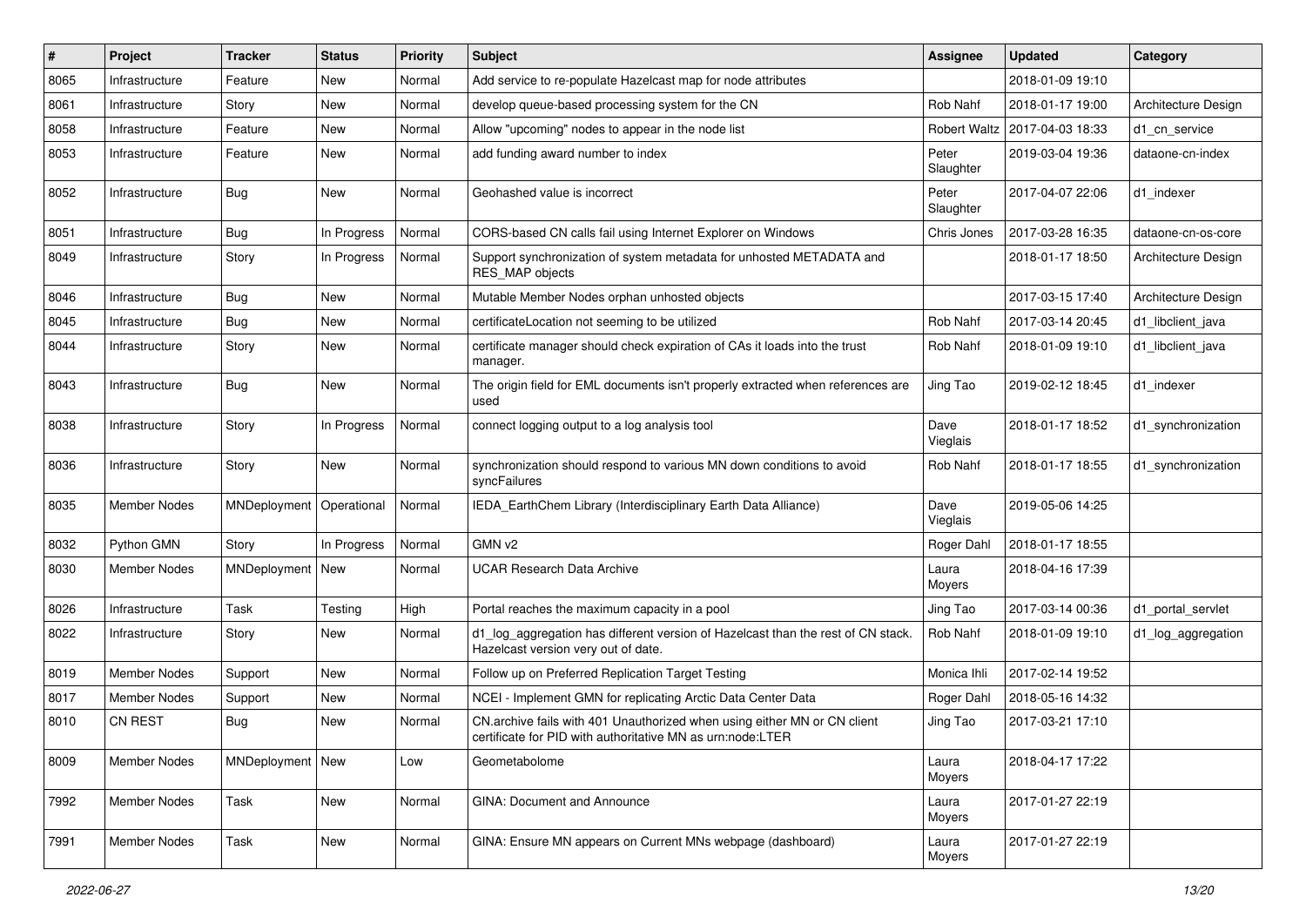| # | Project | Tracker | Status | Priority | Subject | Assignee | Updated | Category |
|---|---|---|---|---|---|---|---|---|
| 8065 | Infrastructure | Feature | New | Normal | Add service to re-populate Hazelcast map for node attributes | | 2018-01-09 19:10 | |
| 8061 | Infrastructure | Story | New | Normal | develop queue-based processing system for the CN | Rob Nahf | 2018-01-17 19:00 | Architecture Design |
| 8058 | Infrastructure | Feature | New | Normal | Allow "upcoming" nodes to appear in the node list | Robert Waltz | 2017-04-03 18:33 | d1_cn_service |
| 8053 | Infrastructure | Feature | New | Normal | add funding award number to index | Peter Slaughter | 2019-03-04 19:36 | dataone-cn-index |
| 8052 | Infrastructure | Bug | New | Normal | Geohashed value is incorrect | Peter Slaughter | 2017-04-07 22:06 | d1_indexer |
| 8051 | Infrastructure | Bug | In Progress | Normal | CORS-based CN calls fail using Internet Explorer on Windows | Chris Jones | 2017-03-28 16:35 | dataone-cn-os-core |
| 8049 | Infrastructure | Story | In Progress | Normal | Support synchronization of system metadata for unhosted METADATA and RES_MAP objects | | 2018-01-17 18:50 | Architecture Design |
| 8046 | Infrastructure | Bug | New | Normal | Mutable Member Nodes orphan unhosted objects | | 2017-03-15 17:40 | Architecture Design |
| 8045 | Infrastructure | Bug | New | Normal | certificateLocation not seeming to be utilized | Rob Nahf | 2017-03-14 20:45 | d1_libclient_java |
| 8044 | Infrastructure | Story | New | Normal | certificate manager should check expiration of CAs it loads into the trust manager. | Rob Nahf | 2018-01-09 19:10 | d1_libclient_java |
| 8043 | Infrastructure | Bug | New | Normal | The origin field for EML documents isn't properly extracted when references are used | Jing Tao | 2019-02-12 18:45 | d1_indexer |
| 8038 | Infrastructure | Story | In Progress | Normal | connect logging output to a log analysis tool | Dave Vieglais | 2018-01-17 18:52 | d1_synchronization |
| 8036 | Infrastructure | Story | New | Normal | synchronization should respond to various MN down conditions to avoid syncFailures | Rob Nahf | 2018-01-17 18:55 | d1_synchronization |
| 8035 | Member Nodes | MNDeployment | Operational | Normal | IEDA_EarthChem Library (Interdisciplinary Earth Data Alliance) | Dave Vieglais | 2019-05-06 14:25 | |
| 8032 | Python GMN | Story | In Progress | Normal | GMN v2 | Roger Dahl | 2018-01-17 18:55 | |
| 8030 | Member Nodes | MNDeployment | New | Normal | UCAR Research Data Archive | Laura Moyers | 2018-04-16 17:39 | |
| 8026 | Infrastructure | Task | Testing | High | Portal reaches the maximum capacity in a pool | Jing Tao | 2017-03-14 00:36 | d1_portal_servlet |
| 8022 | Infrastructure | Story | New | Normal | d1_log_aggregation has different version of Hazelcast than the rest of CN stack. Hazelcast version very out of date. | Rob Nahf | 2018-01-09 19:10 | d1_log_aggregation |
| 8019 | Member Nodes | Support | New | Normal | Follow up on Preferred Replication Target Testing | Monica Ihli | 2017-02-14 19:52 | |
| 8017 | Member Nodes | Support | New | Normal | NCEI - Implement GMN for replicating Arctic Data Center Data | Roger Dahl | 2018-05-16 14:32 | |
| 8010 | CN REST | Bug | New | Normal | CN.archive fails with 401 Unauthorized when using either MN or CN client certificate for PID with authoritative MN as urn:node:LTER | Jing Tao | 2017-03-21 17:10 | |
| 8009 | Member Nodes | MNDeployment | New | Low | Geometabolome | Laura Moyers | 2018-04-17 17:22 | |
| 7992 | Member Nodes | Task | New | Normal | GINA: Document and Announce | Laura Moyers | 2017-01-27 22:19 | |
| 7991 | Member Nodes | Task | New | Normal | GINA: Ensure MN appears on Current MNs webpage (dashboard) | Laura Moyers | 2017-01-27 22:19 | |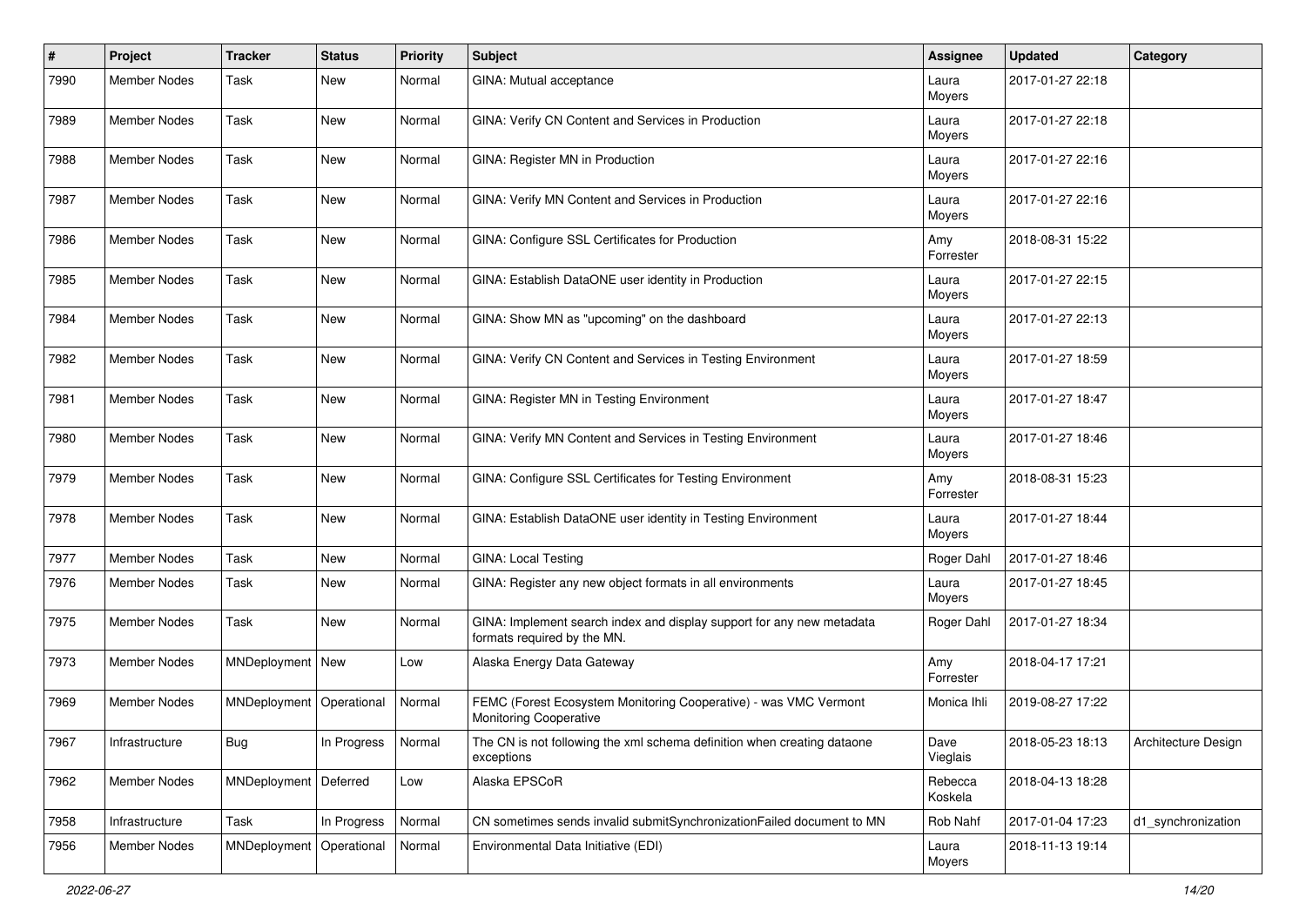| # | Project | Tracker | Status | Priority | Subject | Assignee | Updated | Category |
|---|---|---|---|---|---|---|---|---|
| 7990 | Member Nodes | Task | New | Normal | GINA: Mutual acceptance | Laura Moyers | 2017-01-27 22:18 | |
| 7989 | Member Nodes | Task | New | Normal | GINA: Verify CN Content and Services in Production | Laura Moyers | 2017-01-27 22:18 | |
| 7988 | Member Nodes | Task | New | Normal | GINA: Register MN in Production | Laura Moyers | 2017-01-27 22:16 | |
| 7987 | Member Nodes | Task | New | Normal | GINA: Verify MN Content and Services in Production | Laura Moyers | 2017-01-27 22:16 | |
| 7986 | Member Nodes | Task | New | Normal | GINA: Configure SSL Certificates for Production | Amy Forrester | 2018-08-31 15:22 | |
| 7985 | Member Nodes | Task | New | Normal | GINA: Establish DataONE user identity in Production | Laura Moyers | 2017-01-27 22:15 | |
| 7984 | Member Nodes | Task | New | Normal | GINA: Show MN as "upcoming" on the dashboard | Laura Moyers | 2017-01-27 22:13 | |
| 7982 | Member Nodes | Task | New | Normal | GINA: Verify CN Content and Services in Testing Environment | Laura Moyers | 2017-01-27 18:59 | |
| 7981 | Member Nodes | Task | New | Normal | GINA: Register MN in Testing Environment | Laura Moyers | 2017-01-27 18:47 | |
| 7980 | Member Nodes | Task | New | Normal | GINA: Verify MN Content and Services in Testing Environment | Laura Moyers | 2017-01-27 18:46 | |
| 7979 | Member Nodes | Task | New | Normal | GINA: Configure SSL Certificates for Testing Environment | Amy Forrester | 2018-08-31 15:23 | |
| 7978 | Member Nodes | Task | New | Normal | GINA: Establish DataONE user identity in Testing Environment | Laura Moyers | 2017-01-27 18:44 | |
| 7977 | Member Nodes | Task | New | Normal | GINA: Local Testing | Roger Dahl | 2017-01-27 18:46 | |
| 7976 | Member Nodes | Task | New | Normal | GINA: Register any new object formats in all environments | Laura Moyers | 2017-01-27 18:45 | |
| 7975 | Member Nodes | Task | New | Normal | GINA: Implement search index and display support for any new metadata formats required by the MN. | Roger Dahl | 2017-01-27 18:34 | |
| 7973 | Member Nodes | MNDeployment | New | Low | Alaska Energy Data Gateway | Amy Forrester | 2018-04-17 17:21 | |
| 7969 | Member Nodes | MNDeployment | Operational | Normal | FEMC (Forest Ecosystem Monitoring Cooperative) - was VMC Vermont Monitoring Cooperative | Monica Ihli | 2019-08-27 17:22 | |
| 7967 | Infrastructure | Bug | In Progress | Normal | The CN is not following the xml schema definition when creating dataone exceptions | Dave Vieglais | 2018-05-23 18:13 | Architecture Design |
| 7962 | Member Nodes | MNDeployment | Deferred | Low | Alaska EPSCoR | Rebecca Koskela | 2018-04-13 18:28 | |
| 7958 | Infrastructure | Task | In Progress | Normal | CN sometimes sends invalid submitSynchronizationFailed document to MN | Rob Nahf | 2017-01-04 17:23 | d1_synchronization |
| 7956 | Member Nodes | MNDeployment | Operational | Normal | Environmental Data Initiative (EDI) | Laura Moyers | 2018-11-13 19:14 | |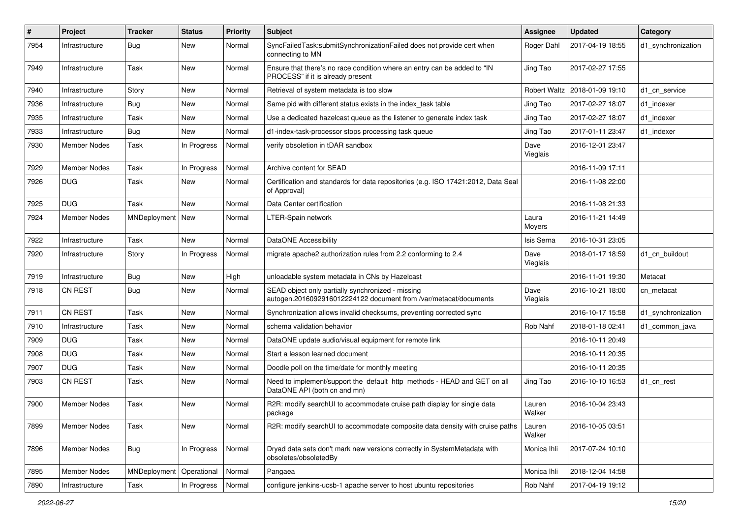| # | Project | Tracker | Status | Priority | Subject | Assignee | Updated | Category |
|---|---|---|---|---|---|---|---|---|
| 7954 | Infrastructure | Bug | New | Normal | SyncFailedTask:submitSynchronizationFailed does not provide cert when connecting to MN | Roger Dahl | 2017-04-19 18:55 | d1_synchronization |
| 7949 | Infrastructure | Task | New | Normal | Ensure that there's no race condition where an entry can be added to "IN PROCESS" if it is already present | Jing Tao | 2017-02-27 17:55 | |
| 7940 | Infrastructure | Story | New | Normal | Retrieval of system metadata is too slow | Robert Waltz | 2018-01-09 19:10 | d1_cn_service |
| 7936 | Infrastructure | Bug | New | Normal | Same pid with different status exists in the index_task table | Jing Tao | 2017-02-27 18:07 | d1_indexer |
| 7935 | Infrastructure | Task | New | Normal | Use a dedicated hazelcast queue as the listener to generate index task | Jing Tao | 2017-02-27 18:07 | d1_indexer |
| 7933 | Infrastructure | Bug | New | Normal | d1-index-task-processor stops processing task queue | Jing Tao | 2017-01-11 23:47 | d1_indexer |
| 7930 | Member Nodes | Task | In Progress | Normal | verify obsoletion in tDAR sandbox | Dave Vieglais | 2016-12-01 23:47 | |
| 7929 | Member Nodes | Task | In Progress | Normal | Archive content for SEAD | | 2016-11-09 17:11 | |
| 7926 | DUG | Task | New | Normal | Certification and standards for data repositories (e.g. ISO 17421:2012, Data Seal of Approval) | | 2016-11-08 22:00 | |
| 7925 | DUG | Task | New | Normal | Data Center certification | | 2016-11-08 21:33 | |
| 7924 | Member Nodes | MNDeployment | New | Normal | LTER-Spain network | Laura Moyers | 2016-11-21 14:49 | |
| 7922 | Infrastructure | Task | New | Normal | DataONE Accessibility | Isis Serna | 2016-10-31 23:05 | |
| 7920 | Infrastructure | Story | In Progress | Normal | migrate apache2 authorization rules from 2.2 conforming to 2.4 | Dave Vieglais | 2018-01-17 18:59 | d1_cn_buildout |
| 7919 | Infrastructure | Bug | New | High | unloadable system metadata in CNs by Hazelcast | | 2016-11-01 19:30 | Metacat |
| 7918 | CN REST | Bug | New | Normal | SEAD object only partially synchronized - missing autogen.2016092916012224122 document from /var/metacat/documents | Dave Vieglais | 2016-10-21 18:00 | cn_metacat |
| 7911 | CN REST | Task | New | Normal | Synchronization allows invalid checksums, preventing corrected sync | | 2016-10-17 15:58 | d1_synchronization |
| 7910 | Infrastructure | Task | New | Normal | schema validation behavior | Rob Nahf | 2018-01-18 02:41 | d1_common_java |
| 7909 | DUG | Task | New | Normal | DataONE update audio/visual equipment for remote link | | 2016-10-11 20:49 | |
| 7908 | DUG | Task | New | Normal | Start a lesson learned document | | 2016-10-11 20:35 | |
| 7907 | DUG | Task | New | Normal | Doodle poll on the time/date for monthly meeting | | 2016-10-11 20:35 | |
| 7903 | CN REST | Task | New | Normal | Need to implement/support the default http methods - HEAD and GET on all DataONE API (both cn and mn) | Jing Tao | 2016-10-10 16:53 | d1_cn_rest |
| 7900 | Member Nodes | Task | New | Normal | R2R: modify searchUI to accommodate cruise path display for single data package | Lauren Walker | 2016-10-04 23:43 | |
| 7899 | Member Nodes | Task | New | Normal | R2R: modify searchUI to accommodate composite data density with cruise paths | Lauren Walker | 2016-10-05 03:51 | |
| 7896 | Member Nodes | Bug | In Progress | Normal | Dryad data sets don't mark new versions correctly in SystemMetadata with obsoletes/obsoletedBy | Monica Ihli | 2017-07-24 10:10 | |
| 7895 | Member Nodes | MNDeployment | Operational | Normal | Pangaea | Monica Ihli | 2018-12-04 14:58 | |
| 7890 | Infrastructure | Task | In Progress | Normal | configure jenkins-ucsb-1 apache server to host ubuntu repositories | Rob Nahf | 2017-04-19 19:12 | |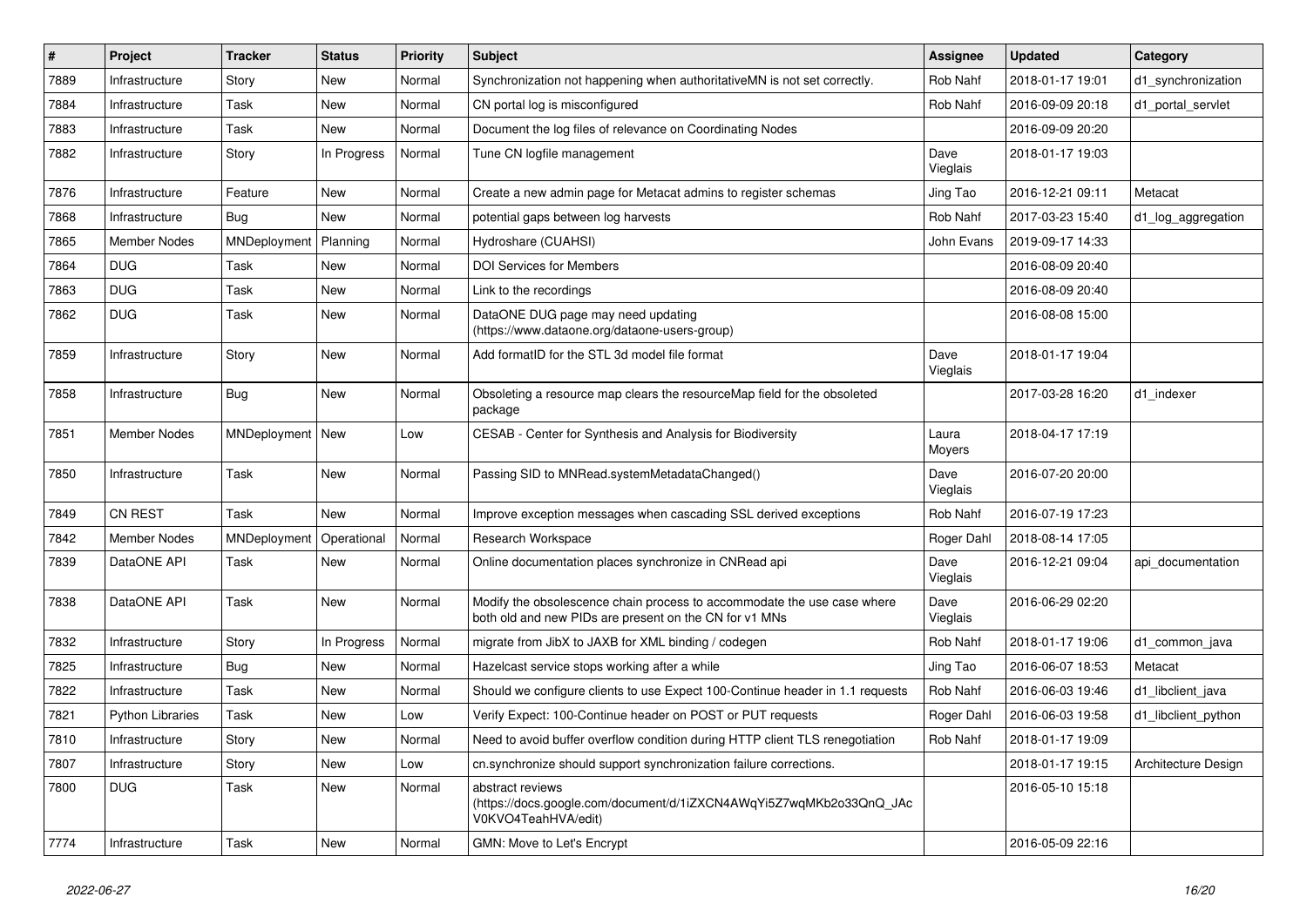| # | Project | Tracker | Status | Priority | Subject | Assignee | Updated | Category |
|---|---|---|---|---|---|---|---|---|
| 7889 | Infrastructure | Story | New | Normal | Synchronization not happening when authoritativeMN is not set correctly. | Rob Nahf | 2018-01-17 19:01 | d1_synchronization |
| 7884 | Infrastructure | Task | New | Normal | CN portal log is misconfigured | Rob Nahf | 2016-09-09 20:18 | d1_portal_servlet |
| 7883 | Infrastructure | Task | New | Normal | Document the log files of relevance on Coordinating Nodes | | 2016-09-09 20:20 | |
| 7882 | Infrastructure | Story | In Progress | Normal | Tune CN logfile management | Dave Vieglais | 2018-01-17 19:03 | |
| 7876 | Infrastructure | Feature | New | Normal | Create a new admin page for Metacat admins to register schemas | Jing Tao | 2016-12-21 09:11 | Metacat |
| 7868 | Infrastructure | Bug | New | Normal | potential gaps between log harvests | Rob Nahf | 2017-03-23 15:40 | d1_log_aggregation |
| 7865 | Member Nodes | MNDeployment | Planning | Normal | Hydroshare (CUAHSI) | John Evans | 2019-09-17 14:33 | |
| 7864 | DUG | Task | New | Normal | DOI Services for Members | | 2016-08-09 20:40 | |
| 7863 | DUG | Task | New | Normal | Link to the recordings | | 2016-08-09 20:40 | |
| 7862 | DUG | Task | New | Normal | DataONE DUG page may need updating (https://www.dataone.org/dataone-users-group) | | 2016-08-08 15:00 | |
| 7859 | Infrastructure | Story | New | Normal | Add formatID for the STL 3d model file format | Dave Vieglais | 2018-01-17 19:04 | |
| 7858 | Infrastructure | Bug | New | Normal | Obsoleting a resource map clears the resourceMap field for the obsoleted package | | 2017-03-28 16:20 | d1_indexer |
| 7851 | Member Nodes | MNDeployment | New | Low | CESAB - Center for Synthesis and Analysis for Biodiversity | Laura Moyers | 2018-04-17 17:19 | |
| 7850 | Infrastructure | Task | New | Normal | Passing SID to MNRead.systemMetadataChanged() | Dave Vieglais | 2016-07-20 20:00 | |
| 7849 | CN REST | Task | New | Normal | Improve exception messages when cascading SSL derived exceptions | Rob Nahf | 2016-07-19 17:23 | |
| 7842 | Member Nodes | MNDeployment | Operational | Normal | Research Workspace | Roger Dahl | 2018-08-14 17:05 | |
| 7839 | DataONE API | Task | New | Normal | Online documentation places synchronize in CNRead api | Dave Vieglais | 2016-12-21 09:04 | api_documentation |
| 7838 | DataONE API | Task | New | Normal | Modify the obsolescence chain process to accommodate the use case where both old and new PIDs are present on the CN for v1 MNs | Dave Vieglais | 2016-06-29 02:20 | |
| 7832 | Infrastructure | Story | In Progress | Normal | migrate from JibX to JAXB for XML binding / codegen | Rob Nahf | 2018-01-17 19:06 | d1_common_java |
| 7825 | Infrastructure | Bug | New | Normal | Hazelcast service stops working after a while | Jing Tao | 2016-06-07 18:53 | Metacat |
| 7822 | Infrastructure | Task | New | Normal | Should we configure clients to use Expect 100-Continue header in 1.1 requests | Rob Nahf | 2016-06-03 19:46 | d1_libclient_java |
| 7821 | Python Libraries | Task | New | Low | Verify Expect: 100-Continue header on POST or PUT requests | Roger Dahl | 2016-06-03 19:58 | d1_libclient_python |
| 7810 | Infrastructure | Story | New | Normal | Need to avoid buffer overflow condition during HTTP client TLS renegotiation | Rob Nahf | 2018-01-17 19:09 | |
| 7807 | Infrastructure | Story | New | Low | cn.synchronize should support synchronization failure corrections. | | 2018-01-17 19:15 | Architecture Design |
| 7800 | DUG | Task | New | Normal | abstract reviews (https://docs.google.com/document/d/1iZXCN4AWqYi5Z7wqMKb2o33QnQ_JAcV0KVO4TeahHVA/edit) | | 2016-05-10 15:18 | |
| 7774 | Infrastructure | Task | New | Normal | GMN: Move to Let's Encrypt | | 2016-05-09 22:16 | |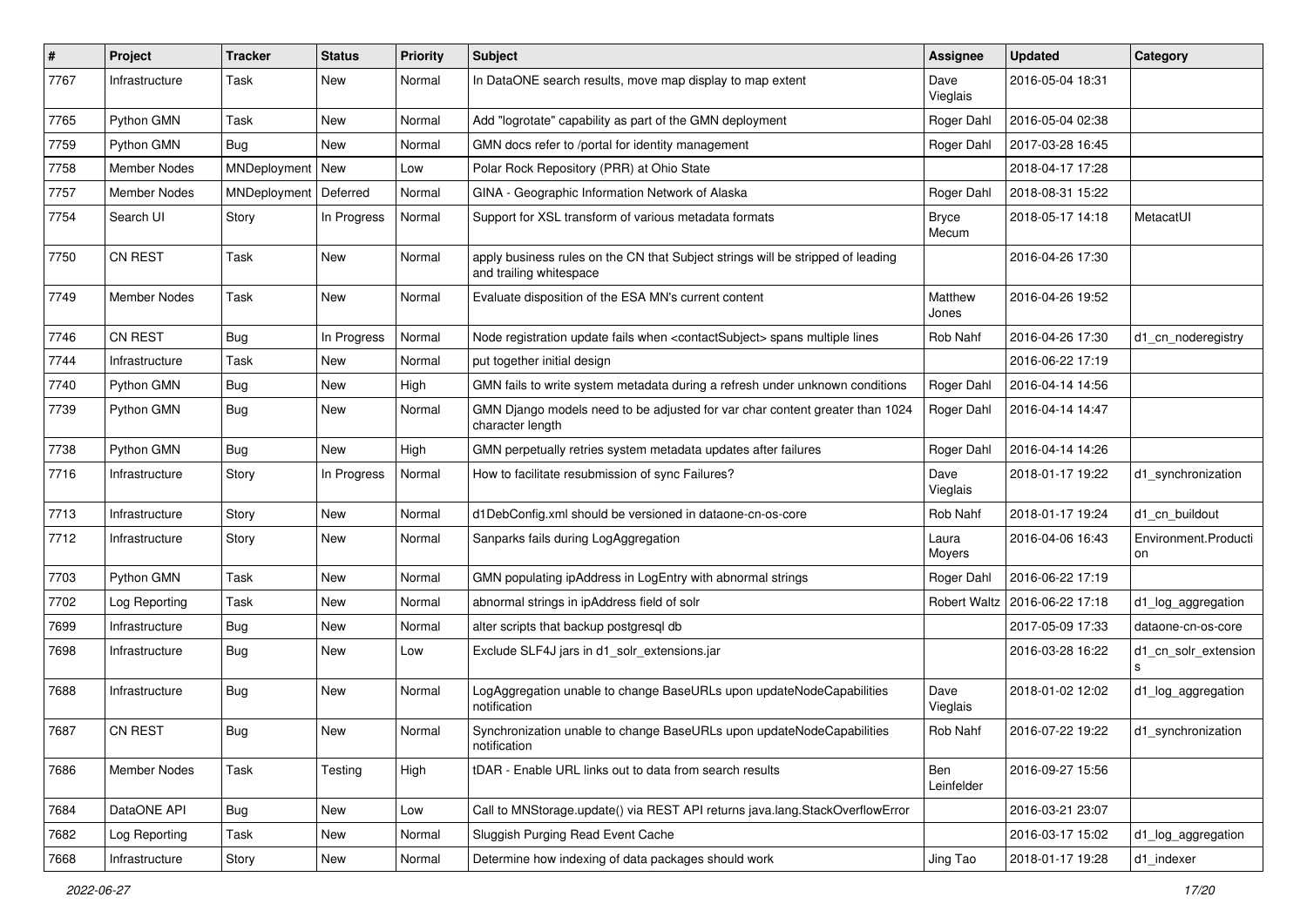| # | Project | Tracker | Status | Priority | Subject | Assignee | Updated | Category |
|---|---|---|---|---|---|---|---|---|
| 7767 | Infrastructure | Task | New | Normal | In DataONE search results, move map display to map extent | Dave Vieglais | 2016-05-04 18:31 | |
| 7765 | Python GMN | Task | New | Normal | Add "logrotate" capability as part of the GMN deployment | Roger Dahl | 2016-05-04 02:38 | |
| 7759 | Python GMN | Bug | New | Normal | GMN docs refer to /portal for identity management | Roger Dahl | 2017-03-28 16:45 | |
| 7758 | Member Nodes | MNDeployment | New | Low | Polar Rock Repository (PRR) at Ohio State | | 2018-04-17 17:28 | |
| 7757 | Member Nodes | MNDeployment | Deferred | Normal | GINA - Geographic Information Network of Alaska | Roger Dahl | 2018-08-31 15:22 | |
| 7754 | Search UI | Story | In Progress | Normal | Support for XSL transform of various metadata formats | Bryce Mecum | 2018-05-17 14:18 | MetacatUI |
| 7750 | CN REST | Task | New | Normal | apply business rules on the CN that Subject strings will be stripped of leading and trailing whitespace | | 2016-04-26 17:30 | |
| 7749 | Member Nodes | Task | New | Normal | Evaluate disposition of the ESA MN's current content | Matthew Jones | 2016-04-26 19:52 | |
| 7746 | CN REST | Bug | In Progress | Normal | Node registration update fails when <contactSubject> spans multiple lines | Rob Nahf | 2016-04-26 17:30 | d1_cn_noderegistry |
| 7744 | Infrastructure | Task | New | Normal | put together initial design | | 2016-06-22 17:19 | |
| 7740 | Python GMN | Bug | New | High | GMN fails to write system metadata during a refresh under unknown conditions | Roger Dahl | 2016-04-14 14:56 | |
| 7739 | Python GMN | Bug | New | Normal | GMN Django models need to be adjusted for var char content greater than 1024 character length | Roger Dahl | 2016-04-14 14:47 | |
| 7738 | Python GMN | Bug | New | High | GMN perpetually retries system metadata updates after failures | Roger Dahl | 2016-04-14 14:26 | |
| 7716 | Infrastructure | Story | In Progress | Normal | How to facilitate resubmission of sync Failures? | Dave Vieglais | 2018-01-17 19:22 | d1_synchronization |
| 7713 | Infrastructure | Story | New | Normal | d1DebConfig.xml should be versioned in dataone-cn-os-core | Rob Nahf | 2018-01-17 19:24 | d1_cn_buildout |
| 7712 | Infrastructure | Story | New | Normal | Sanparks fails during LogAggregation | Laura Moyers | 2016-04-06 16:43 | Environment.Production |
| 7703 | Python GMN | Task | New | Normal | GMN populating ipAddress in LogEntry with abnormal strings | Roger Dahl | 2016-06-22 17:19 | |
| 7702 | Log Reporting | Task | New | Normal | abnormal strings in ipAddress field of solr | Robert Waltz | 2016-06-22 17:18 | d1_log_aggregation |
| 7699 | Infrastructure | Bug | New | Normal | alter scripts that backup postgresql db | | 2017-05-09 17:33 | dataone-cn-os-core |
| 7698 | Infrastructure | Bug | New | Low | Exclude SLF4J jars in d1_solr_extensions.jar | | 2016-03-28 16:22 | d1_cn_solr_extensions |
| 7688 | Infrastructure | Bug | New | Normal | LogAggregation unable to change BaseURLs upon updateNodeCapabilities notification | Dave Vieglais | 2018-01-02 12:02 | d1_log_aggregation |
| 7687 | CN REST | Bug | New | Normal | Synchronization unable to change BaseURLs upon updateNodeCapabilities notification | Rob Nahf | 2016-07-22 19:22 | d1_synchronization |
| 7686 | Member Nodes | Task | Testing | High | tDAR - Enable URL links out to data from search results | Ben Leinfelder | 2016-09-27 15:56 | |
| 7684 | DataONE API | Bug | New | Low | Call to MNStorage.update() via REST API returns java.lang.StackOverflowError | | 2016-03-21 23:07 | |
| 7682 | Log Reporting | Task | New | Normal | Sluggish Purging Read Event Cache | | 2016-03-17 15:02 | d1_log_aggregation |
| 7668 | Infrastructure | Story | New | Normal | Determine how indexing of data packages should work | Jing Tao | 2018-01-17 19:28 | d1_indexer |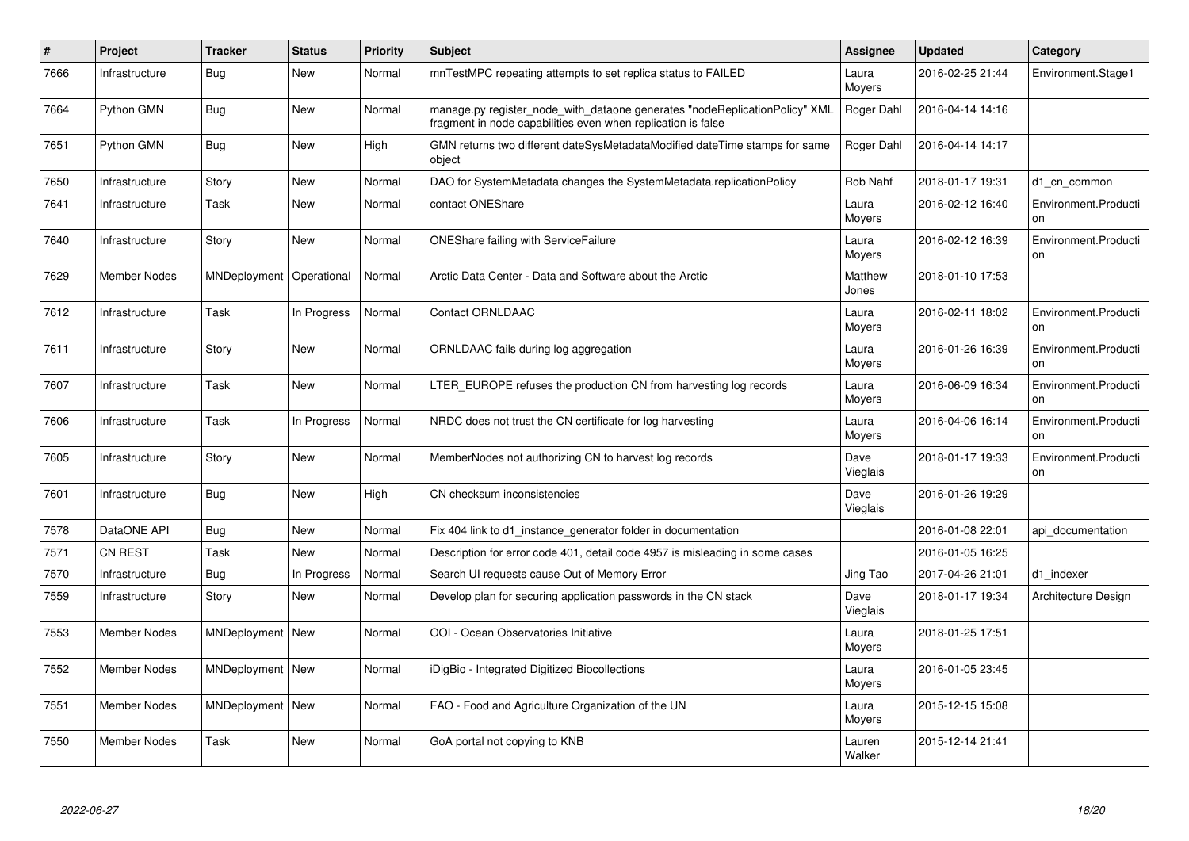| # | Project | Tracker | Status | Priority | Subject | Assignee | Updated | Category |
|---|---|---|---|---|---|---|---|---|
| 7666 | Infrastructure | Bug | New | Normal | mnTestMPC repeating attempts to set replica status to FAILED | Laura Moyers | 2016-02-25 21:44 | Environment.Stage1 |
| 7664 | Python GMN | Bug | New | Normal | manage.py register_node_with_dataone generates "nodeReplicationPolicy" XML fragment in node capabilities even when replication is false | Roger Dahl | 2016-04-14 14:16 | |
| 7651 | Python GMN | Bug | New | High | GMN returns two different dateSysMetadataModified dateTime stamps for same object | Roger Dahl | 2016-04-14 14:17 | |
| 7650 | Infrastructure | Story | New | Normal | DAO for SystemMetadata changes the SystemMetadata.replicationPolicy | Rob Nahf | 2018-01-17 19:31 | d1_cn_common |
| 7641 | Infrastructure | Task | New | Normal | contact ONEShare | Laura Moyers | 2016-02-12 16:40 | Environment.Production |
| 7640 | Infrastructure | Story | New | Normal | ONEShare failing with ServiceFailure | Laura Moyers | 2016-02-12 16:39 | Environment.Production |
| 7629 | Member Nodes | MNDeployment | Operational | Normal | Arctic Data Center - Data and Software about the Arctic | Matthew Jones | 2018-01-10 17:53 | |
| 7612 | Infrastructure | Task | In Progress | Normal | Contact ORNLDAAC | Laura Moyers | 2016-02-11 18:02 | Environment.Production |
| 7611 | Infrastructure | Story | New | Normal | ORNLDAAC fails during log aggregation | Laura Moyers | 2016-01-26 16:39 | Environment.Production |
| 7607 | Infrastructure | Task | New | Normal | LTER_EUROPE refuses the production CN from harvesting log records | Laura Moyers | 2016-06-09 16:34 | Environment.Production |
| 7606 | Infrastructure | Task | In Progress | Normal | NRDC does not trust the CN certificate for log harvesting | Laura Moyers | 2016-04-06 16:14 | Environment.Production |
| 7605 | Infrastructure | Story | New | Normal | MemberNodes not authorizing CN to harvest log records | Dave Vieglais | 2018-01-17 19:33 | Environment.Production |
| 7601 | Infrastructure | Bug | New | High | CN checksum inconsistencies | Dave Vieglais | 2016-01-26 19:29 | |
| 7578 | DataONE API | Bug | New | Normal | Fix 404 link to d1_instance_generator folder in documentation | | 2016-01-08 22:01 | api_documentation |
| 7571 | CN REST | Task | New | Normal | Description for error code 401, detail code 4957 is misleading in some cases | | 2016-01-05 16:25 | |
| 7570 | Infrastructure | Bug | In Progress | Normal | Search UI requests cause Out of Memory Error | Jing Tao | 2017-04-26 21:01 | d1_indexer |
| 7559 | Infrastructure | Story | New | Normal | Develop plan for securing application passwords in the CN stack | Dave Vieglais | 2018-01-17 19:34 | Architecture Design |
| 7553 | Member Nodes | MNDeployment | New | Normal | OOI - Ocean Observatories Initiative | Laura Moyers | 2018-01-25 17:51 | |
| 7552 | Member Nodes | MNDeployment | New | Normal | iDigBio - Integrated Digitized Biocollections | Laura Moyers | 2016-01-05 23:45 | |
| 7551 | Member Nodes | MNDeployment | New | Normal | FAO - Food and Agriculture Organization of the UN | Laura Moyers | 2015-12-15 15:08 | |
| 7550 | Member Nodes | Task | New | Normal | GoA portal not copying to KNB | Lauren Walker | 2015-12-14 21:41 | |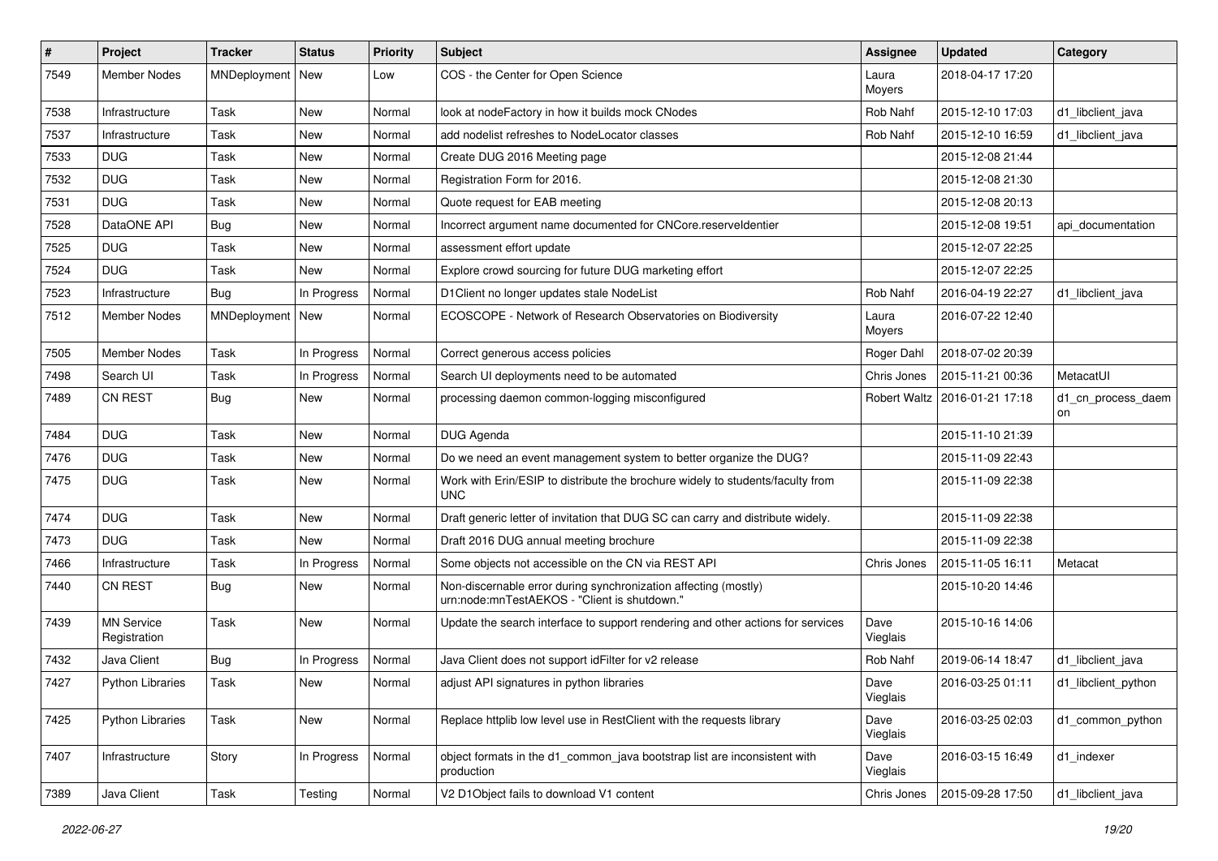| # | Project | Tracker | Status | Priority | Subject | Assignee | Updated | Category |
|---|---|---|---|---|---|---|---|---|
| 7549 | Member Nodes | MNDeployment | New | Low | COS - the Center for Open Science | Laura Moyers | 2018-04-17 17:20 | |
| 7538 | Infrastructure | Task | New | Normal | look at nodeFactory in how it builds mock CNodes | Rob Nahf | 2015-12-10 17:03 | d1_libclient_java |
| 7537 | Infrastructure | Task | New | Normal | add nodelist refreshes to NodeLocator classes | Rob Nahf | 2015-12-10 16:59 | d1_libclient_java |
| 7533 | DUG | Task | New | Normal | Create DUG 2016 Meeting page | | 2015-12-08 21:44 | |
| 7532 | DUG | Task | New | Normal | Registration Form for 2016. | | 2015-12-08 21:30 | |
| 7531 | DUG | Task | New | Normal | Quote request for EAB meeting | | 2015-12-08 20:13 | |
| 7528 | DataONE API | Bug | New | Normal | Incorrect argument name documented for CNCore.reserveIdentier | | 2015-12-08 19:51 | api_documentation |
| 7525 | DUG | Task | New | Normal | assessment effort update | | 2015-12-07 22:25 | |
| 7524 | DUG | Task | New | Normal | Explore crowd sourcing for future DUG marketing effort | | 2015-12-07 22:25 | |
| 7523 | Infrastructure | Bug | In Progress | Normal | D1Client no longer updates stale NodeList | Rob Nahf | 2016-04-19 22:27 | d1_libclient_java |
| 7512 | Member Nodes | MNDeployment | New | Normal | ECOSCOPE - Network of Research Observatories on Biodiversity | Laura Moyers | 2016-07-22 12:40 | |
| 7505 | Member Nodes | Task | In Progress | Normal | Correct generous access policies | Roger Dahl | 2018-07-02 20:39 | |
| 7498 | Search UI | Task | In Progress | Normal | Search UI deployments need to be automated | Chris Jones | 2015-11-21 00:36 | MetacatUI |
| 7489 | CN REST | Bug | New | Normal | processing daemon common-logging misconfigured | Robert Waltz | 2016-01-21 17:18 | d1_cn_process_daemon |
| 7484 | DUG | Task | New | Normal | DUG Agenda | | 2015-11-10 21:39 | |
| 7476 | DUG | Task | New | Normal | Do we need an event management system to better organize the DUG? | | 2015-11-09 22:43 | |
| 7475 | DUG | Task | New | Normal | Work with Erin/ESIP to distribute the brochure widely to students/faculty from UNC | | 2015-11-09 22:38 | |
| 7474 | DUG | Task | New | Normal | Draft generic letter of invitation that DUG SC can carry and distribute widely. | | 2015-11-09 22:38 | |
| 7473 | DUG | Task | New | Normal | Draft 2016 DUG annual meeting brochure | | 2015-11-09 22:38 | |
| 7466 | Infrastructure | Task | In Progress | Normal | Some objects not accessible on the CN via REST API | Chris Jones | 2015-11-05 16:11 | Metacat |
| 7440 | CN REST | Bug | New | Normal | Non-discernable error during synchronization affecting (mostly) urn:node:mnTestAEKOS - "Client is shutdown." | | 2015-10-20 14:46 | |
| 7439 | MN Service Registration | Task | New | Normal | Update the search interface to support rendering and other actions for services | Dave Vieglais | 2015-10-16 14:06 | |
| 7432 | Java Client | Bug | In Progress | Normal | Java Client does not support idFilter for v2 release | Rob Nahf | 2019-06-14 18:47 | d1_libclient_java |
| 7427 | Python Libraries | Task | New | Normal | adjust API signatures in python libraries | Dave Vieglais | 2016-03-25 01:11 | d1_libclient_python |
| 7425 | Python Libraries | Task | New | Normal | Replace httplib low level use in RestClient with the requests library | Dave Vieglais | 2016-03-25 02:03 | d1_common_python |
| 7407 | Infrastructure | Story | In Progress | Normal | object formats in the d1_common_java bootstrap list are inconsistent with production | Dave Vieglais | 2016-03-15 16:49 | d1_indexer |
| 7389 | Java Client | Task | Testing | Normal | V2 D1Object fails to download V1 content | Chris Jones | 2015-09-28 17:50 | d1_libclient_java |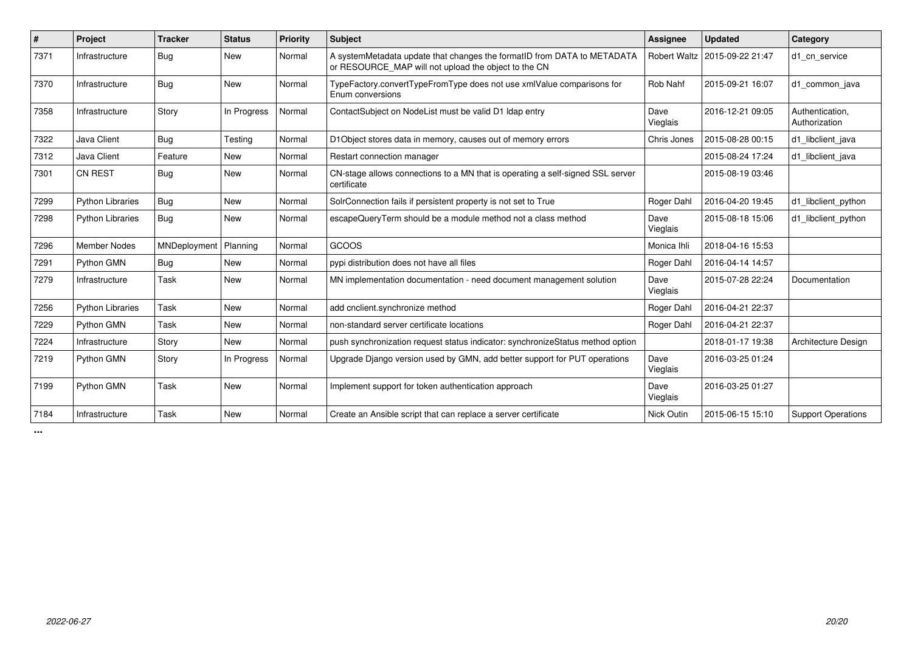| # | Project | Tracker | Status | Priority | Subject | Assignee | Updated | Category |
|---|---|---|---|---|---|---|---|---|
| 7371 | Infrastructure | Bug | New | Normal | A systemMetadata update that changes the formatID from DATA to METADATA or RESOURCE_MAP will not upload the object to the CN | Robert Waltz | 2015-09-22 21:47 | d1_cn_service |
| 7370 | Infrastructure | Bug | New | Normal | TypeFactory.convertTypeFromType does not use xmlValue comparisons for Enum conversions | Rob Nahf | 2015-09-21 16:07 | d1_common_java |
| 7358 | Infrastructure | Story | In Progress | Normal | ContactSubject on NodeList must be valid D1 ldap entry | Dave Vieglais | 2016-12-21 09:05 | Authentication, Authorization |
| 7322 | Java Client | Bug | Testing | Normal | D1Object stores data in memory, causes out of memory errors | Chris Jones | 2015-08-28 00:15 | d1_libclient_java |
| 7312 | Java Client | Feature | New | Normal | Restart connection manager | | 2015-08-24 17:24 | d1_libclient_java |
| 7301 | CN REST | Bug | New | Normal | CN-stage allows connections to a MN that is operating a self-signed SSL server certificate | | 2015-08-19 03:46 | |
| 7299 | Python Libraries | Bug | New | Normal | SolrConnection fails if persistent property is not set to True | Roger Dahl | 2016-04-20 19:45 | d1_libclient_python |
| 7298 | Python Libraries | Bug | New | Normal | escapeQueryTerm should be a module method not a class method | Dave Vieglais | 2015-08-18 15:06 | d1_libclient_python |
| 7296 | Member Nodes | MNDeployment | Planning | Normal | GCOOS | Monica Ihli | 2018-04-16 15:53 | |
| 7291 | Python GMN | Bug | New | Normal | pypi distribution does not have all files | Roger Dahl | 2016-04-14 14:57 | |
| 7279 | Infrastructure | Task | New | Normal | MN implementation documentation - need document management solution | Dave Vieglais | 2015-07-28 22:24 | Documentation |
| 7256 | Python Libraries | Task | New | Normal | add cnclient.synchronize method | Roger Dahl | 2016-04-21 22:37 | |
| 7229 | Python GMN | Task | New | Normal | non-standard server certificate locations | Roger Dahl | 2016-04-21 22:37 | |
| 7224 | Infrastructure | Story | New | Normal | push synchronization request status indicator: synchronizeStatus method option | | 2018-01-17 19:38 | Architecture Design |
| 7219 | Python GMN | Story | In Progress | Normal | Upgrade Django version used by GMN, add better support for PUT operations | Dave Vieglais | 2016-03-25 01:24 | |
| 7199 | Python GMN | Task | New | Normal | Implement support for token authentication approach | Dave Vieglais | 2016-03-25 01:27 | |
| 7184 | Infrastructure | Task | New | Normal | Create an Ansible script that can replace a server certificate | Nick Outin | 2015-06-15 15:10 | Support Operations |

...